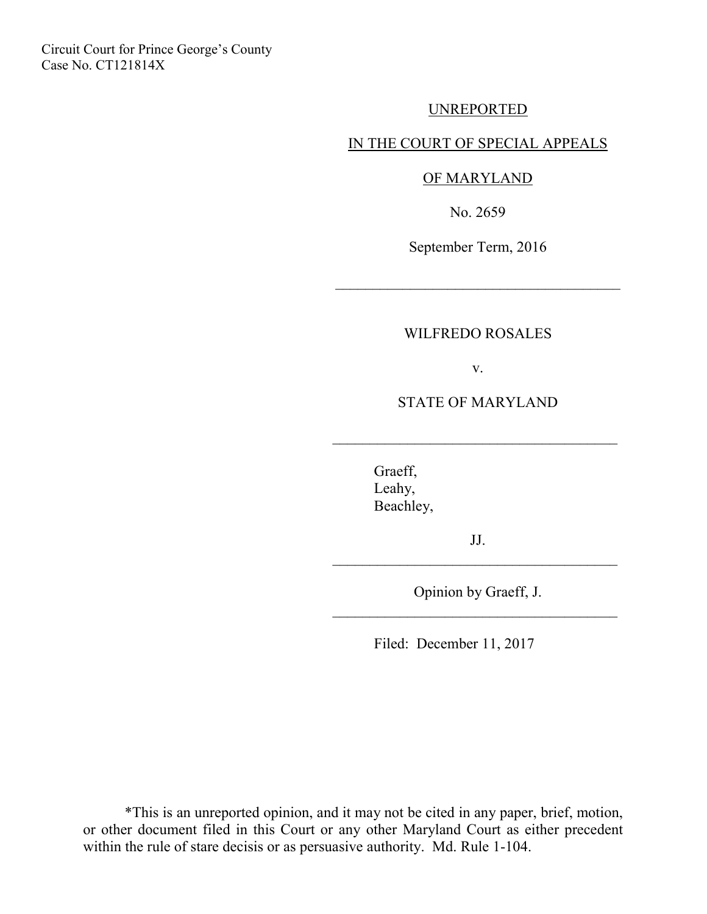Circuit Court for Prince George's County
Case No. CT121814X

UNREPORTED

IN THE COURT OF SPECIAL APPEALS

OF MARYLAND

No. 2659

September Term, 2016

---

WILFREDO ROSALES

v.

STATE OF MARYLAND

---

Graeff,
Leahy,
Beachley,

JJ.

---

Opinion by Graeff, J.

---

Filed: December 11, 2017

*This is an unreported opinion, and it may not be cited in any paper, brief, motion, or other document filed in this Court or any other Maryland Court as either precedent within the rule of stare decisis or as persuasive authority. Md. Rule 1-104.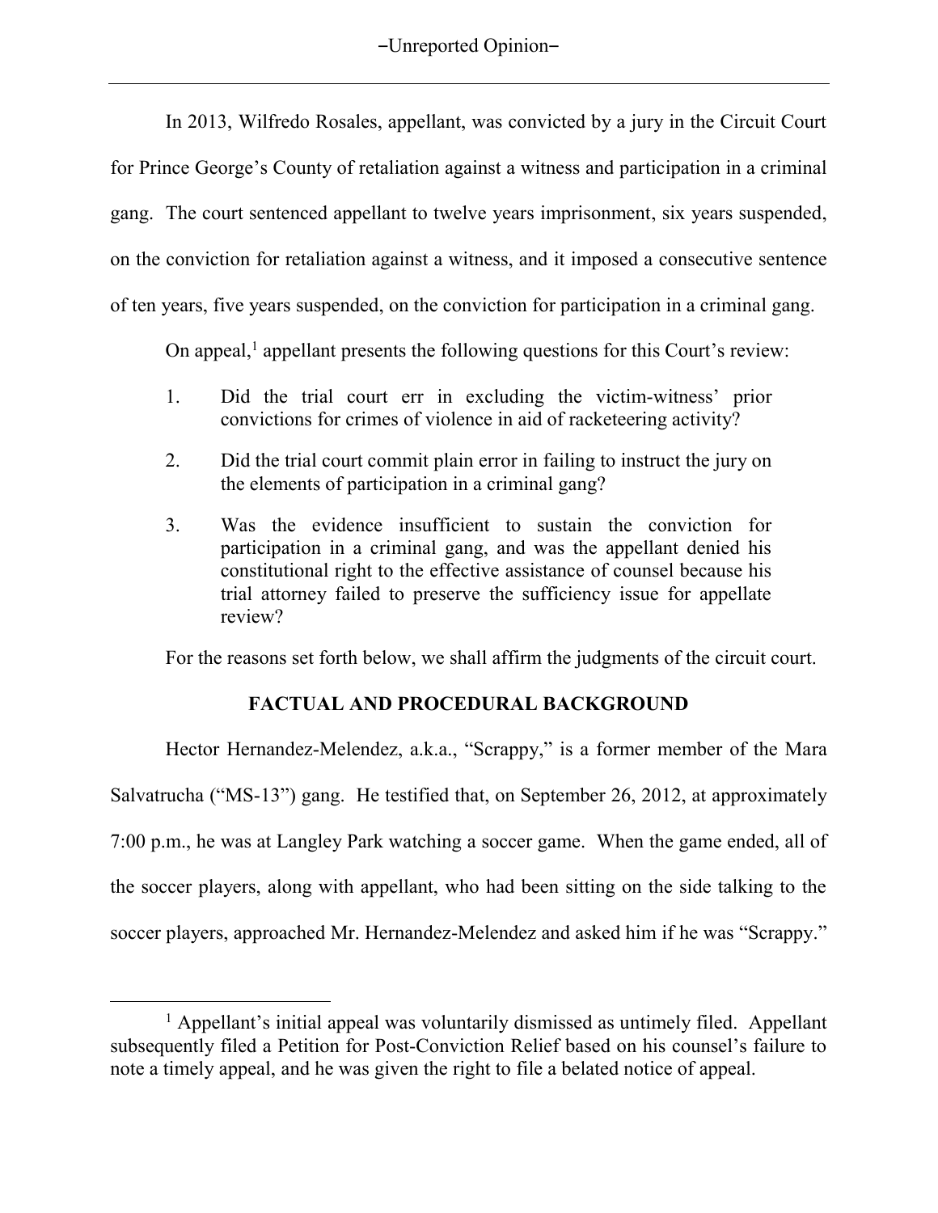In 2013, Wilfredo Rosales, appellant, was convicted by a jury in the Circuit Court for Prince George's County of retaliation against a witness and participation in a criminal gang. The court sentenced appellant to twelve years imprisonment, six years suspended, on the conviction for retaliation against a witness, and it imposed a consecutive sentence of ten years, five years suspended, on the conviction for participation in a criminal gang.

On appeal,[1] appellant presents the following questions for this Court's review:

1. Did the trial court err in excluding the victim-witness' prior convictions for crimes of violence in aid of racketeering activity?

2. Did the trial court commit plain error in failing to instruct the jury on the elements of participation in a criminal gang?

3. Was the evidence insufficient to sustain the conviction for participation in a criminal gang, and was the appellant denied his constitutional right to the effective assistance of counsel because his trial attorney failed to preserve the sufficiency issue for appellate review?

For the reasons set forth below, we shall affirm the judgments of the circuit court.

## FACTUAL AND PROCEDURAL BACKGROUND

Hector Hernandez-Melendez, a.k.a., "Scrappy," is a former member of the Mara Salvatrucha ("MS-13") gang. He testified that, on September 26, 2012, at approximately 7:00 p.m., he was at Langley Park watching a soccer game. When the game ended, all of the soccer players, along with appellant, who had been sitting on the side talking to the soccer players, approached Mr. Hernandez-Melendez and asked him if he was "Scrappy."

[1] Appellant's initial appeal was voluntarily dismissed as untimely filed. Appellant subsequently filed a Petition for Post-Conviction Relief based on his counsel's failure to note a timely appeal, and he was given the right to file a belated notice of appeal.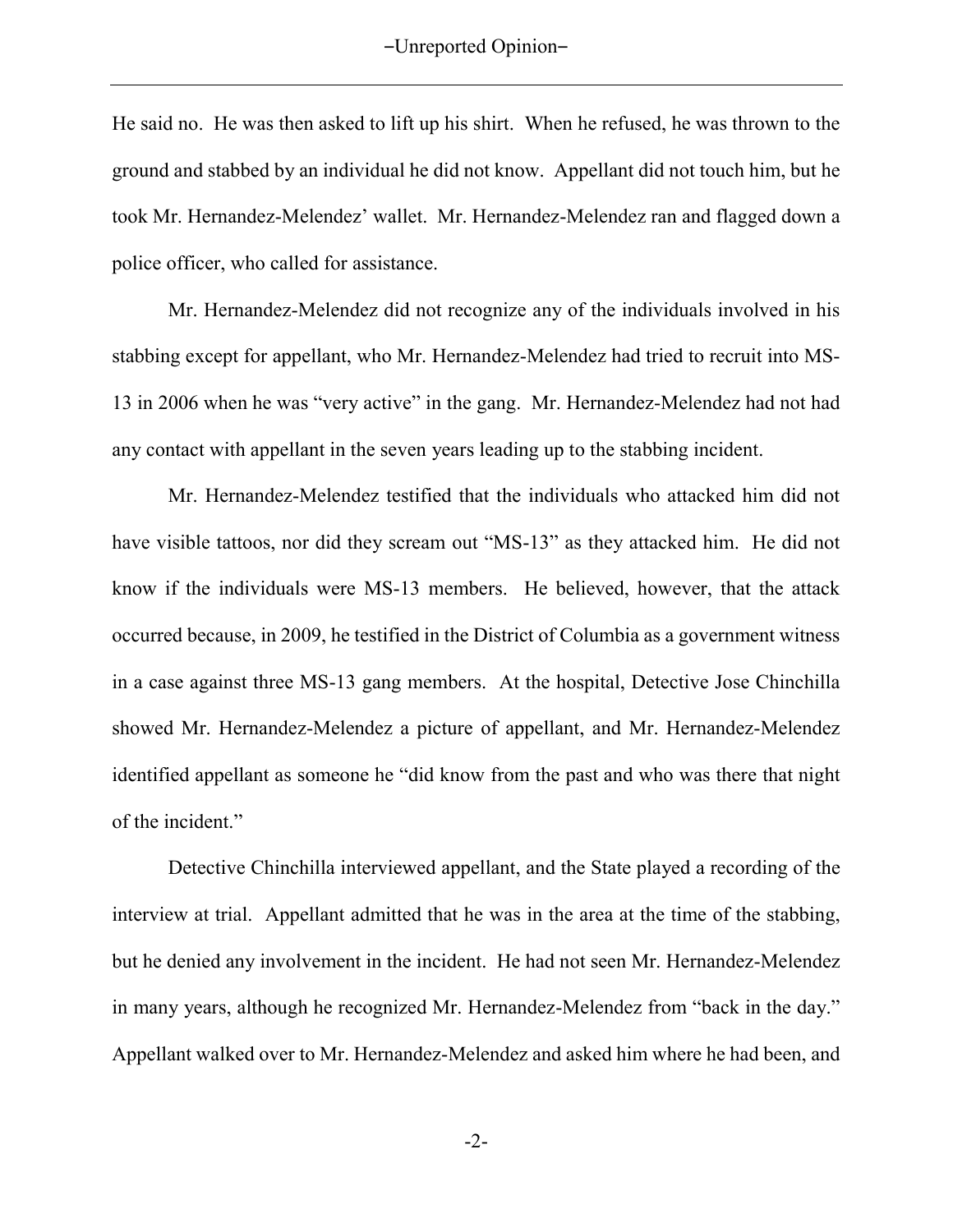He said no. He was then asked to lift up his shirt. When he refused, he was thrown to the ground and stabbed by an individual he did not know. Appellant did not touch him, but he took Mr. Hernandez-Melendez' wallet. Mr. Hernandez-Melendez ran and flagged down a police officer, who called for assistance.

Mr. Hernandez-Melendez did not recognize any of the individuals involved in his stabbing except for appellant, who Mr. Hernandez-Melendez had tried to recruit into MS-13 in 2006 when he was "very active" in the gang. Mr. Hernandez-Melendez had not had any contact with appellant in the seven years leading up to the stabbing incident.

Mr. Hernandez-Melendez testified that the individuals who attacked him did not have visible tattoos, nor did they scream out "MS-13" as they attacked him. He did not know if the individuals were MS-13 members. He believed, however, that the attack occurred because, in 2009, he testified in the District of Columbia as a government witness in a case against three MS-13 gang members. At the hospital, Detective Jose Chinchilla showed Mr. Hernandez-Melendez a picture of appellant, and Mr. Hernandez-Melendez identified appellant as someone he "did know from the past and who was there that night of the incident."

Detective Chinchilla interviewed appellant, and the State played a recording of the interview at trial. Appellant admitted that he was in the area at the time of the stabbing, but he denied any involvement in the incident. He had not seen Mr. Hernandez-Melendez in many years, although he recognized Mr. Hernandez-Melendez from "back in the day." Appellant walked over to Mr. Hernandez-Melendez and asked him where he had been, and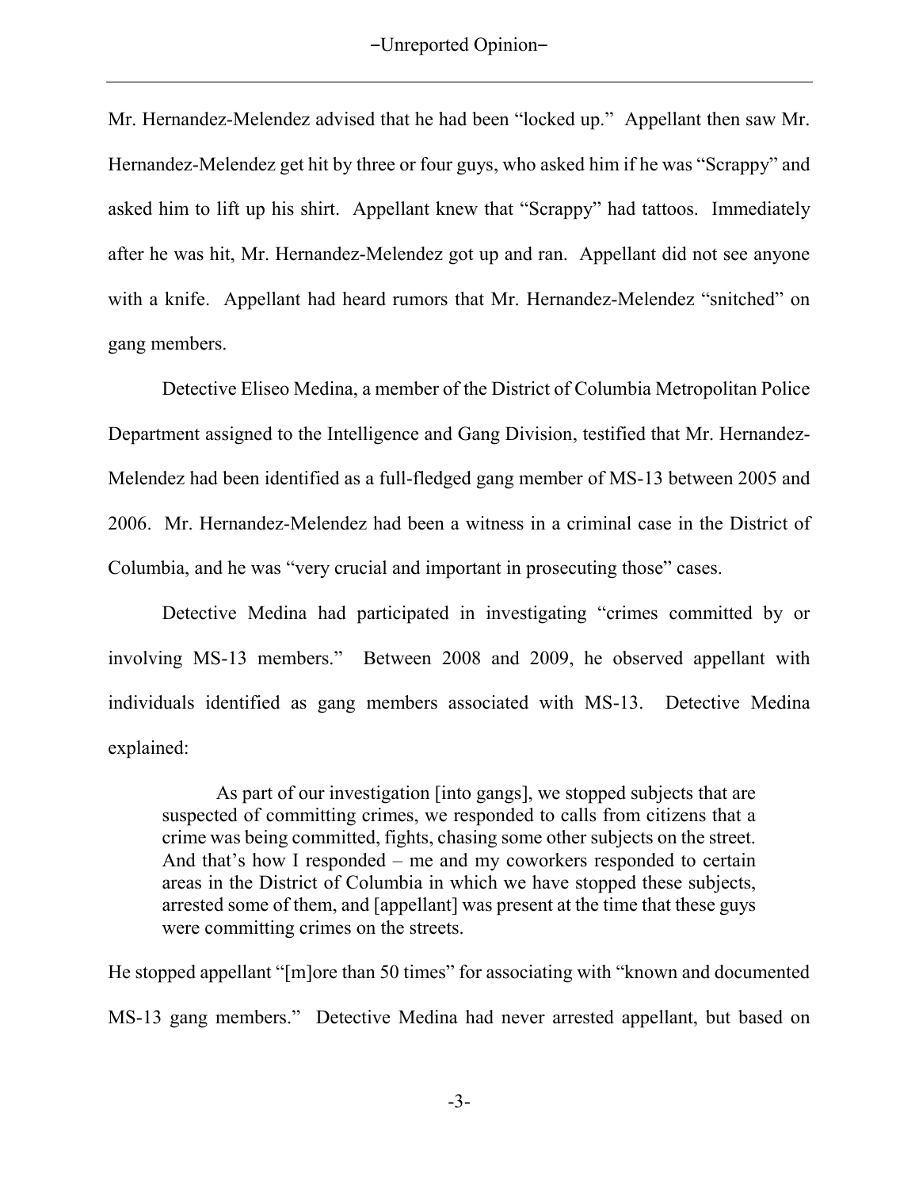Mr. Hernandez-Melendez advised that he had been "locked up." Appellant then saw Mr. Hernandez-Melendez get hit by three or four guys, who asked him if he was "Scrappy" and asked him to lift up his shirt. Appellant knew that "Scrappy" had tattoos. Immediately after he was hit, Mr. Hernandez-Melendez got up and ran. Appellant did not see anyone with a knife. Appellant had heard rumors that Mr. Hernandez-Melendez "snitched" on gang members.

Detective Eliseo Medina, a member of the District of Columbia Metropolitan Police Department assigned to the Intelligence and Gang Division, testified that Mr. Hernandez-Melendez had been identified as a full-fledged gang member of MS-13 between 2005 and 2006. Mr. Hernandez-Melendez had been a witness in a criminal case in the District of Columbia, and he was "very crucial and important in prosecuting those" cases.

Detective Medina had participated in investigating "crimes committed by or involving MS-13 members." Between 2008 and 2009, he observed appellant with individuals identified as gang members associated with MS-13. Detective Medina explained:

> As part of our investigation [into gangs], we stopped subjects that are suspected of committing crimes, we responded to calls from citizens that a crime was being committed, fights, chasing some other subjects on the street. And that's how I responded – me and my coworkers responded to certain areas in the District of Columbia in which we have stopped these subjects, arrested some of them, and [appellant] was present at the time that these guys were committing crimes on the streets.

He stopped appellant "[m]ore than 50 times" for associating with "known and documented MS-13 gang members." Detective Medina had never arrested appellant, but based on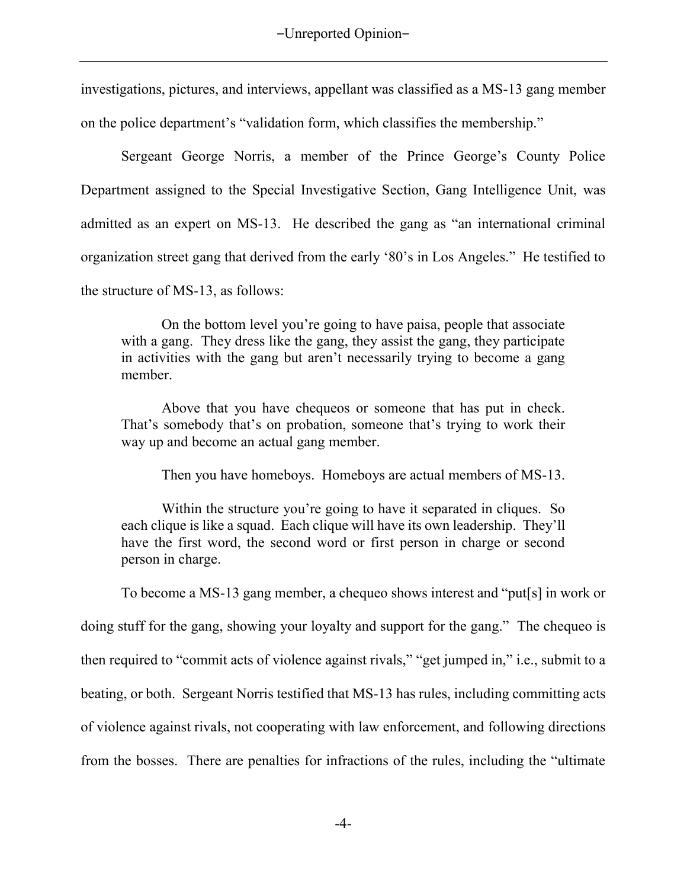investigations, pictures, and interviews, appellant was classified as a MS-13 gang member on the police department's "validation form, which classifies the membership."

Sergeant George Norris, a member of the Prince George's County Police Department assigned to the Special Investigative Section, Gang Intelligence Unit, was admitted as an expert on MS-13. He described the gang as "an international criminal organization street gang that derived from the early '80's in Los Angeles." He testified to the structure of MS-13, as follows:

> On the bottom level you're going to have paisa, people that associate with a gang. They dress like the gang, they assist the gang, they participate in activities with the gang but aren't necessarily trying to become a gang member.
>
> Above that you have chequeos or someone that has put in check. That's somebody that's on probation, someone that's trying to work their way up and become an actual gang member.
>
> Then you have homeboys. Homeboys are actual members of MS-13.
>
> Within the structure you're going to have it separated in cliques. So each clique is like a squad. Each clique will have its own leadership. They'll have the first word, the second word or first person in charge or second person in charge.

To become a MS-13 gang member, a chequeo shows interest and "put[s] in work or doing stuff for the gang, showing your loyalty and support for the gang." The chequeo is then required to "commit acts of violence against rivals," "get jumped in," i.e., submit to a beating, or both. Sergeant Norris testified that MS-13 has rules, including committing acts of violence against rivals, not cooperating with law enforcement, and following directions from the bosses. There are penalties for infractions of the rules, including the "ultimate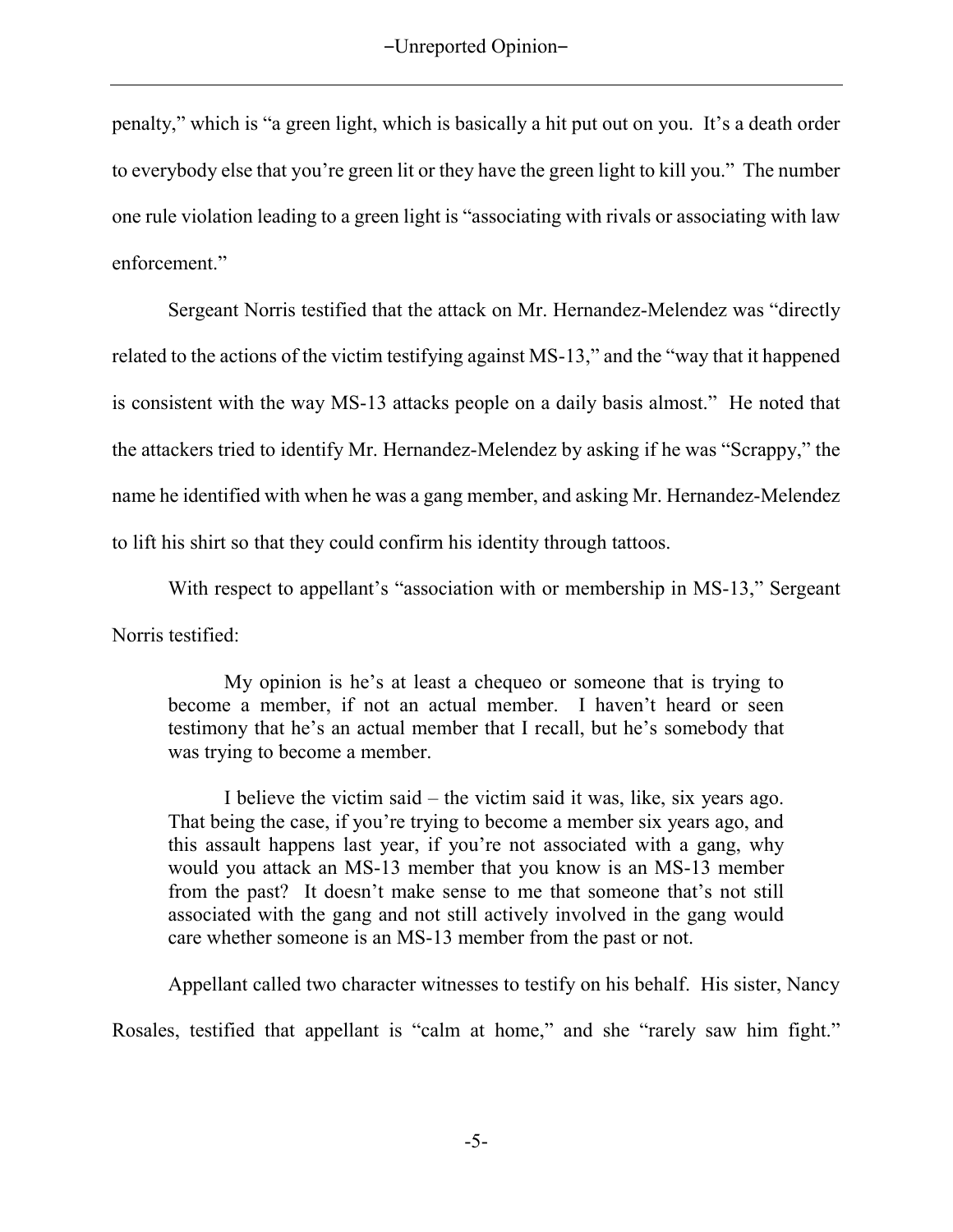penalty," which is "a green light, which is basically a hit put out on you. It's a death order to everybody else that you're green lit or they have the green light to kill you." The number one rule violation leading to a green light is "associating with rivals or associating with law enforcement."

Sergeant Norris testified that the attack on Mr. Hernandez-Melendez was "directly related to the actions of the victim testifying against MS-13," and the "way that it happened is consistent with the way MS-13 attacks people on a daily basis almost." He noted that the attackers tried to identify Mr. Hernandez-Melendez by asking if he was "Scrappy," the name he identified with when he was a gang member, and asking Mr. Hernandez-Melendez to lift his shirt so that they could confirm his identity through tattoos.

With respect to appellant's "association with or membership in MS-13," Sergeant Norris testified:

> My opinion is he's at least a chequeo or someone that is trying to become a member, if not an actual member. I haven't heard or seen testimony that he's an actual member that I recall, but he's somebody that was trying to become a member.
>
> I believe the victim said – the victim said it was, like, six years ago. That being the case, if you're trying to become a member six years ago, and this assault happens last year, if you're not associated with a gang, why would you attack an MS-13 member that you know is an MS-13 member from the past? It doesn't make sense to me that someone that's not still associated with the gang and not still actively involved in the gang would care whether someone is an MS-13 member from the past or not.

Appellant called two character witnesses to testify on his behalf. His sister, Nancy Rosales, testified that appellant is "calm at home," and she "rarely saw him fight."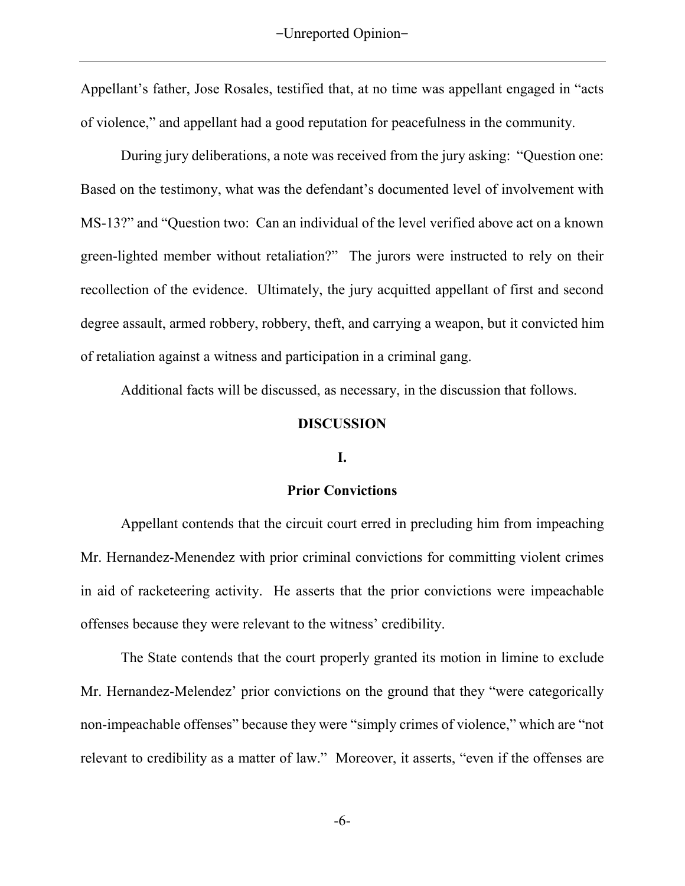Appellant's father, Jose Rosales, testified that, at no time was appellant engaged in "acts of violence," and appellant had a good reputation for peacefulness in the community.

During jury deliberations, a note was received from the jury asking: "Question one: Based on the testimony, what was the defendant's documented level of involvement with MS-13?" and "Question two: Can an individual of the level verified above act on a known green-lighted member without retaliation?" The jurors were instructed to rely on their recollection of the evidence. Ultimately, the jury acquitted appellant of first and second degree assault, armed robbery, robbery, theft, and carrying a weapon, but it convicted him of retaliation against a witness and participation in a criminal gang.

Additional facts will be discussed, as necessary, in the discussion that follows.

## DISCUSSION

### I.

### Prior Convictions

Appellant contends that the circuit court erred in precluding him from impeaching Mr. Hernandez-Menendez with prior criminal convictions for committing violent crimes in aid of racketeering activity. He asserts that the prior convictions were impeachable offenses because they were relevant to the witness' credibility.

The State contends that the court properly granted its motion in limine to exclude Mr. Hernandez-Melendez' prior convictions on the ground that they "were categorically non-impeachable offenses" because they were "simply crimes of violence," which are "not relevant to credibility as a matter of law." Moreover, it asserts, "even if the offenses are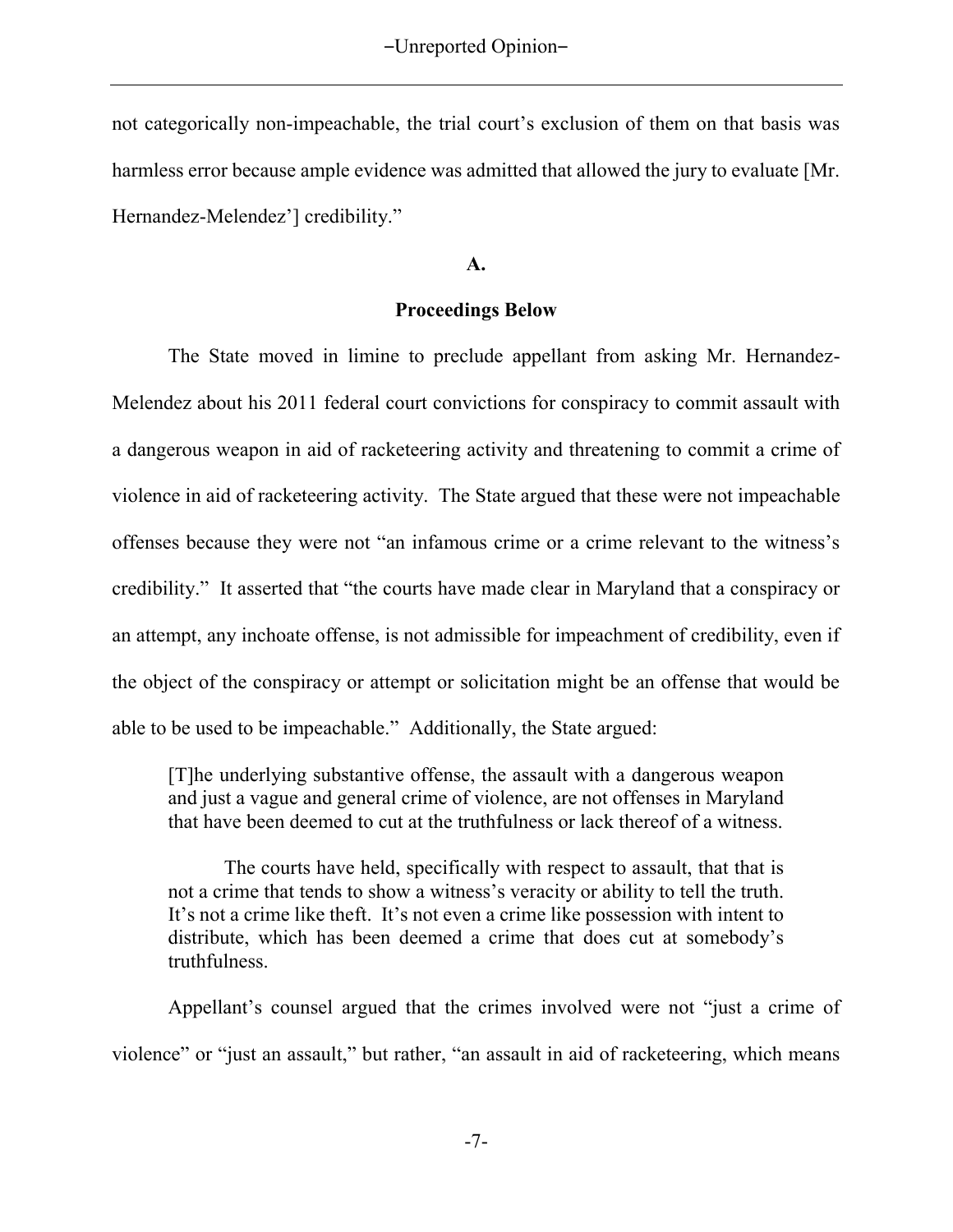not categorically non-impeachable, the trial court's exclusion of them on that basis was harmless error because ample evidence was admitted that allowed the jury to evaluate [Mr. Hernandez-Melendez'] credibility."

**A.**

**Proceedings Below**

The State moved in limine to preclude appellant from asking Mr. Hernandez-Melendez about his 2011 federal court convictions for conspiracy to commit assault with a dangerous weapon in aid of racketeering activity and threatening to commit a crime of violence in aid of racketeering activity. The State argued that these were not impeachable offenses because they were not "an infamous crime or a crime relevant to the witness's credibility." It asserted that "the courts have made clear in Maryland that a conspiracy or an attempt, any inchoate offense, is not admissible for impeachment of credibility, even if the object of the conspiracy or attempt or solicitation might be an offense that would be able to be used to be impeachable." Additionally, the State argued:

> [T]he underlying substantive offense, the assault with a dangerous weapon and just a vague and general crime of violence, are not offenses in Maryland that have been deemed to cut at the truthfulness or lack thereof of a witness.
>
> The courts have held, specifically with respect to assault, that that is not a crime that tends to show a witness's veracity or ability to tell the truth. It's not a crime like theft. It's not even a crime like possession with intent to distribute, which has been deemed a crime that does cut at somebody's truthfulness.

Appellant's counsel argued that the crimes involved were not "just a crime of violence" or "just an assault," but rather, "an assault in aid of racketeering, which means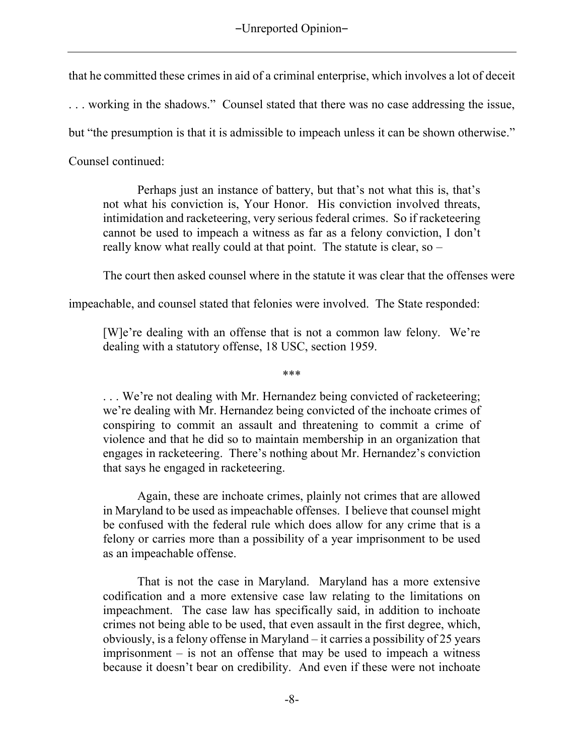that he committed these crimes in aid of a criminal enterprise, which involves a lot of deceit . . . working in the shadows." Counsel stated that there was no case addressing the issue, but "the presumption is that it is admissible to impeach unless it can be shown otherwise." Counsel continued:

> Perhaps just an instance of battery, but that's not what this is, that's not what his conviction is, Your Honor. His conviction involved threats, intimidation and racketeering, very serious federal crimes. So if racketeering cannot be used to impeach a witness as far as a felony conviction, I don't really know what really could at that point. The statute is clear, so –

The court then asked counsel where in the statute it was clear that the offenses were impeachable, and counsel stated that felonies were involved. The State responded:

> [W]e're dealing with an offense that is not a common law felony. We're dealing with a statutory offense, 18 USC, section 1959.
>
> \*\*\*
>
> . . . We're not dealing with Mr. Hernandez being convicted of racketeering; we're dealing with Mr. Hernandez being convicted of the inchoate crimes of conspiring to commit an assault and threatening to commit a crime of violence and that he did so to maintain membership in an organization that engages in racketeering. There's nothing about Mr. Hernandez's conviction that says he engaged in racketeering.
>
> Again, these are inchoate crimes, plainly not crimes that are allowed in Maryland to be used as impeachable offenses. I believe that counsel might be confused with the federal rule which does allow for any crime that is a felony or carries more than a possibility of a year imprisonment to be used as an impeachable offense.
>
> That is not the case in Maryland. Maryland has a more extensive codification and a more extensive case law relating to the limitations on impeachment. The case law has specifically said, in addition to inchoate crimes not being able to be used, that even assault in the first degree, which, obviously, is a felony offense in Maryland – it carries a possibility of 25 years imprisonment – is not an offense that may be used to impeach a witness because it doesn't bear on credibility. And even if these were not inchoate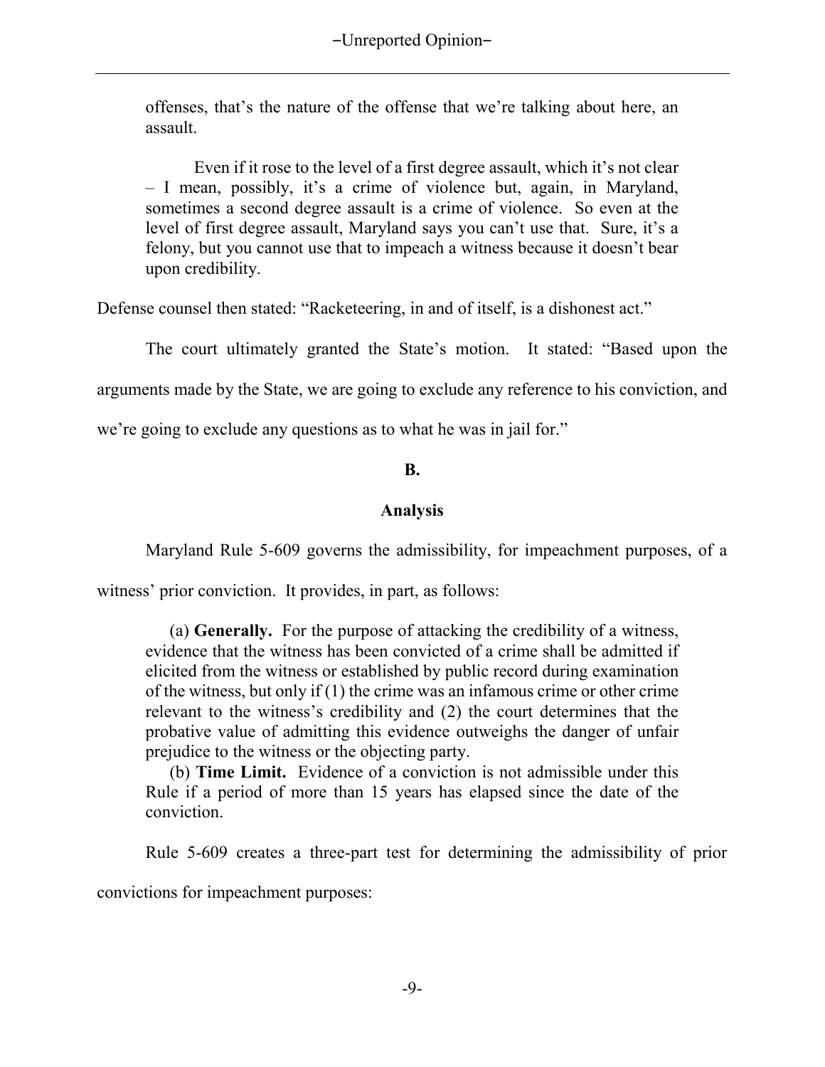> offenses, that's the nature of the offense that we're talking about here, an assault.
>
> Even if it rose to the level of a first degree assault, which it's not clear – I mean, possibly, it's a crime of violence but, again, in Maryland, sometimes a second degree assault is a crime of violence. So even at the level of first degree assault, Maryland says you can't use that. Sure, it's a felony, but you cannot use that to impeach a witness because it doesn't bear upon credibility.

Defense counsel then stated: "Racketeering, in and of itself, is a dishonest act."

The court ultimately granted the State's motion. It stated: "Based upon the arguments made by the State, we are going to exclude any reference to his conviction, and we're going to exclude any questions as to what he was in jail for."

**B.**

**Analysis**

Maryland Rule 5-609 governs the admissibility, for impeachment purposes, of a witness' prior conviction. It provides, in part, as follows:

> (a) **Generally.** For the purpose of attacking the credibility of a witness, evidence that the witness has been convicted of a crime shall be admitted if elicited from the witness or established by public record during examination of the witness, but only if (1) the crime was an infamous crime or other crime relevant to the witness's credibility and (2) the court determines that the probative value of admitting this evidence outweighs the danger of unfair prejudice to the witness or the objecting party.
>
> (b) **Time Limit.** Evidence of a conviction is not admissible under this Rule if a period of more than 15 years has elapsed since the date of the conviction.

Rule 5-609 creates a three-part test for determining the admissibility of prior convictions for impeachment purposes: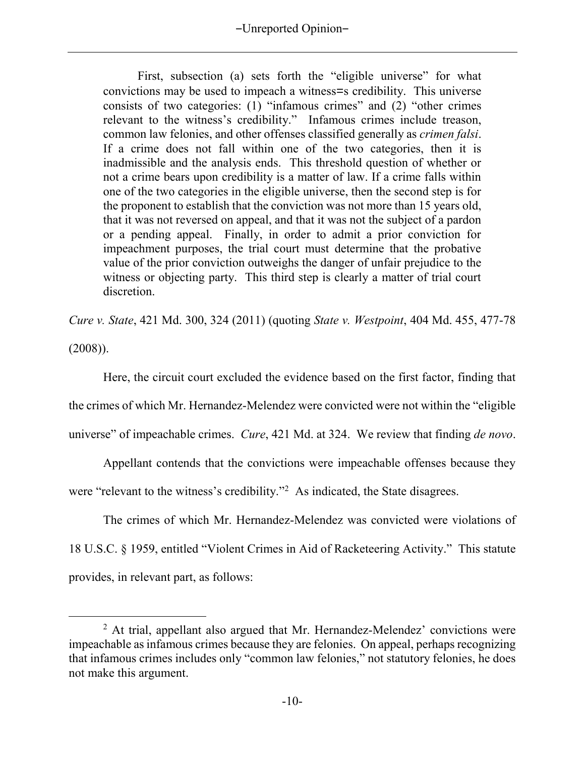> First, subsection (a) sets forth the "eligible universe" for what convictions may be used to impeach a witness=s credibility. This universe consists of two categories: (1) "infamous crimes" and (2) "other crimes relevant to the witness's credibility." Infamous crimes include treason, common law felonies, and other offenses classified generally as *crimen falsi*. If a crime does not fall within one of the two categories, then it is inadmissible and the analysis ends. This threshold question of whether or not a crime bears upon credibility is a matter of law. If a crime falls within one of the two categories in the eligible universe, then the second step is for the proponent to establish that the conviction was not more than 15 years old, that it was not reversed on appeal, and that it was not the subject of a pardon or a pending appeal. Finally, in order to admit a prior conviction for impeachment purposes, the trial court must determine that the probative value of the prior conviction outweighs the danger of unfair prejudice to the witness or objecting party. This third step is clearly a matter of trial court discretion.

*Cure v. State*, 421 Md. 300, 324 (2011) (quoting *State v. Westpoint*, 404 Md. 455, 477-78 (2008)).

Here, the circuit court excluded the evidence based on the first factor, finding that the crimes of which Mr. Hernandez-Melendez were convicted were not within the "eligible universe" of impeachable crimes. *Cure*, 421 Md. at 324. We review that finding *de novo*.

Appellant contends that the convictions were impeachable offenses because they were "relevant to the witness's credibility."[2] As indicated, the State disagrees.

The crimes of which Mr. Hernandez-Melendez was convicted were violations of 18 U.S.C. § 1959, entitled "Violent Crimes in Aid of Racketeering Activity." This statute provides, in relevant part, as follows:

---

[2] At trial, appellant also argued that Mr. Hernandez-Melendez' convictions were impeachable as infamous crimes because they are felonies. On appeal, perhaps recognizing that infamous crimes includes only "common law felonies," not statutory felonies, he does not make this argument.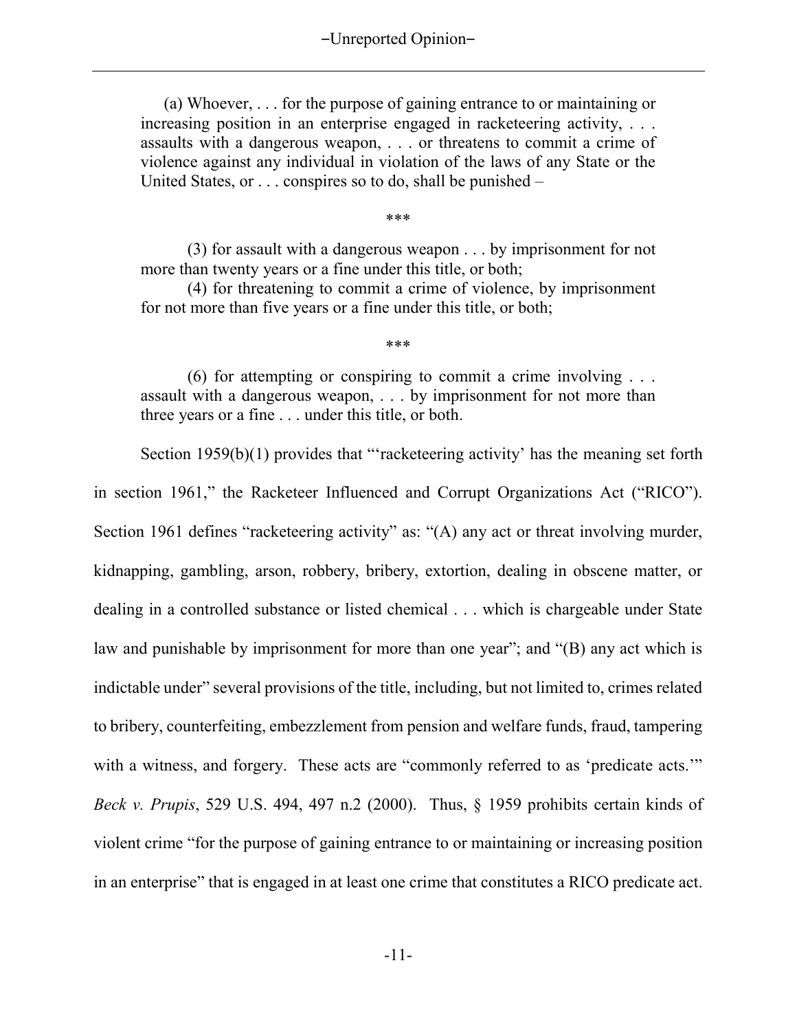> (a) Whoever, . . . for the purpose of gaining entrance to or maintaining or increasing position in an enterprise engaged in racketeering activity, . . . assaults with a dangerous weapon, . . . or threatens to commit a crime of violence against any individual in violation of the laws of any State or the United States, or . . . conspires so to do, shall be punished –
>
> \*\*\*
>
> (3) for assault with a dangerous weapon . . . by imprisonment for not more than twenty years or a fine under this title, or both;
>
> (4) for threatening to commit a crime of violence, by imprisonment for not more than five years or a fine under this title, or both;
>
> \*\*\*
>
> (6) for attempting or conspiring to commit a crime involving . . . assault with a dangerous weapon, . . . by imprisonment for not more than three years or a fine . . . under this title, or both.

Section 1959(b)(1) provides that "'racketeering activity' has the meaning set forth in section 1961," the Racketeer Influenced and Corrupt Organizations Act ("RICO"). Section 1961 defines "racketeering activity" as: "(A) any act or threat involving murder, kidnapping, gambling, arson, robbery, bribery, extortion, dealing in obscene matter, or dealing in a controlled substance or listed chemical . . . which is chargeable under State law and punishable by imprisonment for more than one year"; and "(B) any act which is indictable under" several provisions of the title, including, but not limited to, crimes related to bribery, counterfeiting, embezzlement from pension and welfare funds, fraud, tampering with a witness, and forgery. These acts are "commonly referred to as 'predicate acts.'" *Beck v. Prupis*, 529 U.S. 494, 497 n.2 (2000). Thus, § 1959 prohibits certain kinds of violent crime "for the purpose of gaining entrance to or maintaining or increasing position in an enterprise" that is engaged in at least one crime that constitutes a RICO predicate act.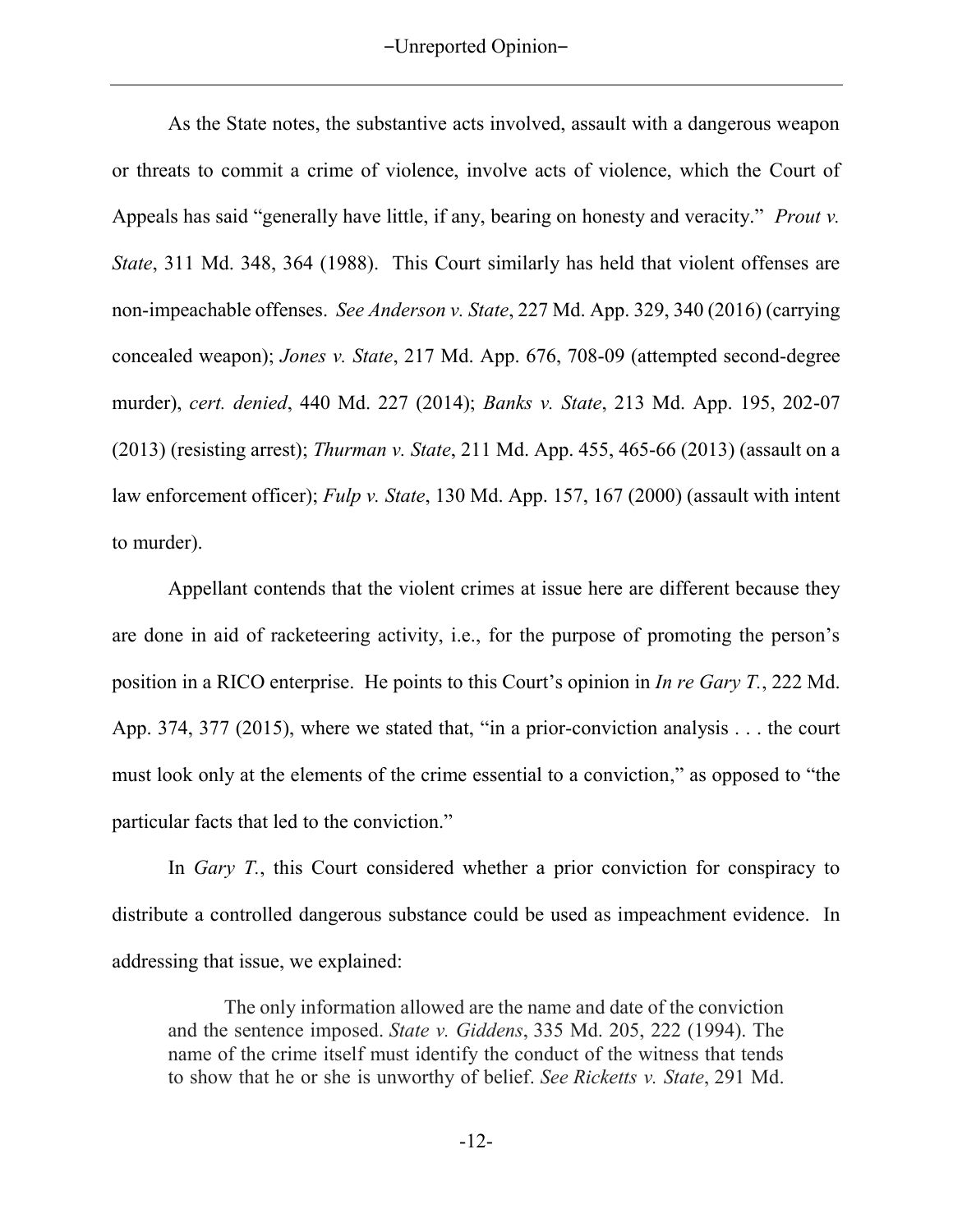As the State notes, the substantive acts involved, assault with a dangerous weapon or threats to commit a crime of violence, involve acts of violence, which the Court of Appeals has said "generally have little, if any, bearing on honesty and veracity." *Prout v. State*, 311 Md. 348, 364 (1988). This Court similarly has held that violent offenses are non-impeachable offenses. *See Anderson v. State*, 227 Md. App. 329, 340 (2016) (carrying concealed weapon); *Jones v. State*, 217 Md. App. 676, 708-09 (attempted second-degree murder), *cert. denied*, 440 Md. 227 (2014); *Banks v. State*, 213 Md. App. 195, 202-07 (2013) (resisting arrest); *Thurman v. State*, 211 Md. App. 455, 465-66 (2013) (assault on a law enforcement officer); *Fulp v. State*, 130 Md. App. 157, 167 (2000) (assault with intent to murder).

Appellant contends that the violent crimes at issue here are different because they are done in aid of racketeering activity, i.e., for the purpose of promoting the person's position in a RICO enterprise. He points to this Court's opinion in *In re Gary T.*, 222 Md. App. 374, 377 (2015), where we stated that, "in a prior-conviction analysis . . . the court must look only at the elements of the crime essential to a conviction," as opposed to "the particular facts that led to the conviction."

In *Gary T.*, this Court considered whether a prior conviction for conspiracy to distribute a controlled dangerous substance could be used as impeachment evidence. In addressing that issue, we explained:

> The only information allowed are the name and date of the conviction and the sentence imposed. *State v. Giddens*, 335 Md. 205, 222 (1994). The name of the crime itself must identify the conduct of the witness that tends to show that he or she is unworthy of belief. *See Ricketts v. State*, 291 Md.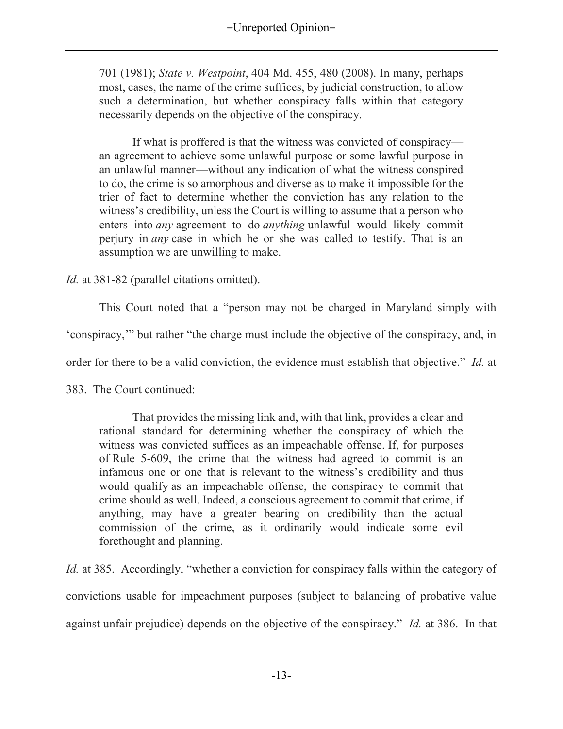> 701 (1981); *State v. Westpoint*, 404 Md. 455, 480 (2008). In many, perhaps most, cases, the name of the crime suffices, by judicial construction, to allow such a determination, but whether conspiracy falls within that category necessarily depends on the objective of the conspiracy.
>
> If what is proffered is that the witness was convicted of conspiracy—an agreement to achieve some unlawful purpose or some lawful purpose in an unlawful manner—without any indication of what the witness conspired to do, the crime is so amorphous and diverse as to make it impossible for the trier of fact to determine whether the conviction has any relation to the witness's credibility, unless the Court is willing to assume that a person who enters into *any* agreement to do *anything* unlawful would likely commit perjury in *any* case in which he or she was called to testify. That is an assumption we are unwilling to make.

*Id.* at 381-82 (parallel citations omitted).

This Court noted that a "person may not be charged in Maryland simply with 'conspiracy,'" but rather "the charge must include the objective of the conspiracy, and, in order for there to be a valid conviction, the evidence must establish that objective." *Id.* at 383. The Court continued:

> That provides the missing link and, with that link, provides a clear and rational standard for determining whether the conspiracy of which the witness was convicted suffices as an impeachable offense. If, for purposes of Rule 5-609, the crime that the witness had agreed to commit is an infamous one or one that is relevant to the witness's credibility and thus would qualify as an impeachable offense, the conspiracy to commit that crime should as well. Indeed, a conscious agreement to commit that crime, if anything, may have a greater bearing on credibility than the actual commission of the crime, as it ordinarily would indicate some evil forethought and planning.

*Id.* at 385. Accordingly, "whether a conviction for conspiracy falls within the category of convictions usable for impeachment purposes (subject to balancing of probative value against unfair prejudice) depends on the objective of the conspiracy." *Id.* at 386. In that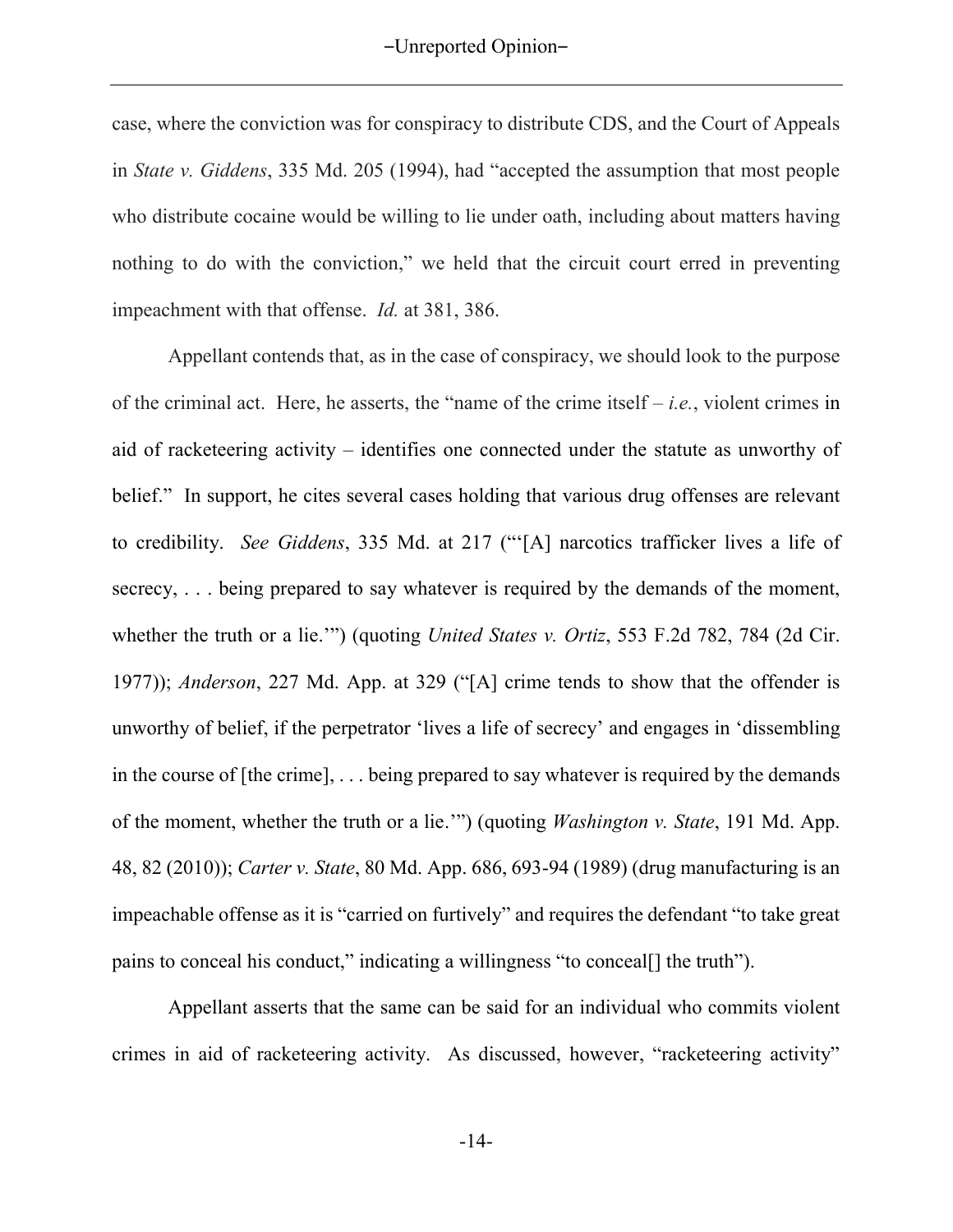case, where the conviction was for conspiracy to distribute CDS, and the Court of Appeals in *State v. Giddens*, 335 Md. 205 (1994), had "accepted the assumption that most people who distribute cocaine would be willing to lie under oath, including about matters having nothing to do with the conviction," we held that the circuit court erred in preventing impeachment with that offense. *Id.* at 381, 386.

Appellant contends that, as in the case of conspiracy, we should look to the purpose of the criminal act. Here, he asserts, the "name of the crime itself – *i.e.*, violent crimes in aid of racketeering activity – identifies one connected under the statute as unworthy of belief." In support, he cites several cases holding that various drug offenses are relevant to credibility. *See Giddens*, 335 Md. at 217 ("'[A] narcotics trafficker lives a life of secrecy, . . . being prepared to say whatever is required by the demands of the moment, whether the truth or a lie.'") (quoting *United States v. Ortiz*, 553 F.2d 782, 784 (2d Cir. 1977)); *Anderson*, 227 Md. App. at 329 ("[A] crime tends to show that the offender is unworthy of belief, if the perpetrator 'lives a life of secrecy' and engages in 'dissembling in the course of [the crime], . . . being prepared to say whatever is required by the demands of the moment, whether the truth or a lie.'") (quoting *Washington v. State*, 191 Md. App. 48, 82 (2010)); *Carter v. State*, 80 Md. App. 686, 693-94 (1989) (drug manufacturing is an impeachable offense as it is "carried on furtively" and requires the defendant "to take great pains to conceal his conduct," indicating a willingness "to conceal[] the truth").

Appellant asserts that the same can be said for an individual who commits violent crimes in aid of racketeering activity. As discussed, however, "racketeering activity"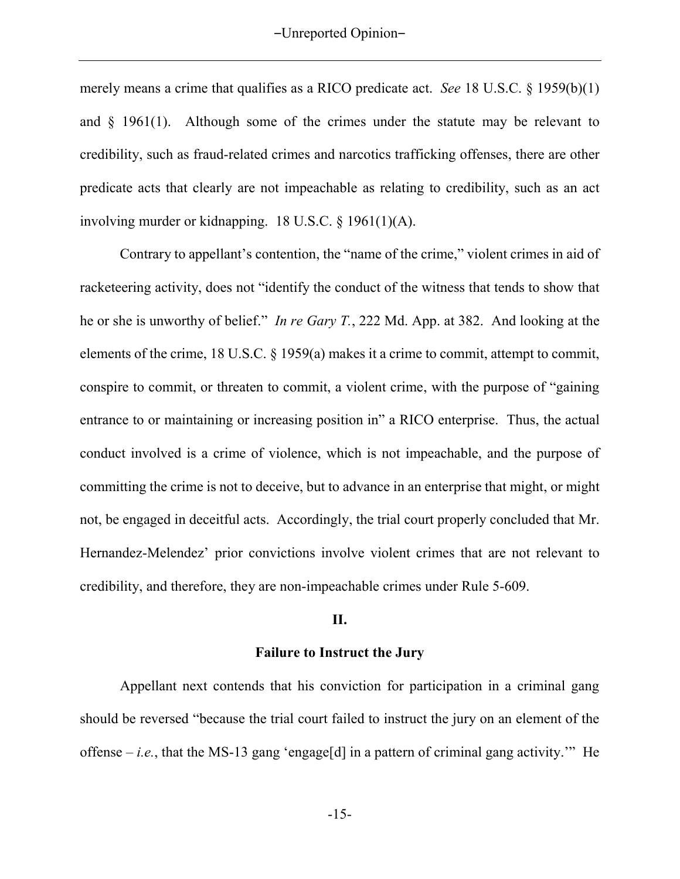merely means a crime that qualifies as a RICO predicate act. *See* 18 U.S.C. § 1959(b)(1) and § 1961(1). Although some of the crimes under the statute may be relevant to credibility, such as fraud-related crimes and narcotics trafficking offenses, there are other predicate acts that clearly are not impeachable as relating to credibility, such as an act involving murder or kidnapping. 18 U.S.C. § 1961(1)(A).

Contrary to appellant's contention, the "name of the crime," violent crimes in aid of racketeering activity, does not "identify the conduct of the witness that tends to show that he or she is unworthy of belief." *In re Gary T.*, 222 Md. App. at 382. And looking at the elements of the crime, 18 U.S.C. § 1959(a) makes it a crime to commit, attempt to commit, conspire to commit, or threaten to commit, a violent crime, with the purpose of "gaining entrance to or maintaining or increasing position in" a RICO enterprise. Thus, the actual conduct involved is a crime of violence, which is not impeachable, and the purpose of committing the crime is not to deceive, but to advance in an enterprise that might, or might not, be engaged in deceitful acts. Accordingly, the trial court properly concluded that Mr. Hernandez-Melendez' prior convictions involve violent crimes that are not relevant to credibility, and therefore, they are non-impeachable crimes under Rule 5-609.

## II.

### Failure to Instruct the Jury

Appellant next contends that his conviction for participation in a criminal gang should be reversed "because the trial court failed to instruct the jury on an element of the offense – *i.e.*, that the MS-13 gang 'engage[d] in a pattern of criminal gang activity.'" He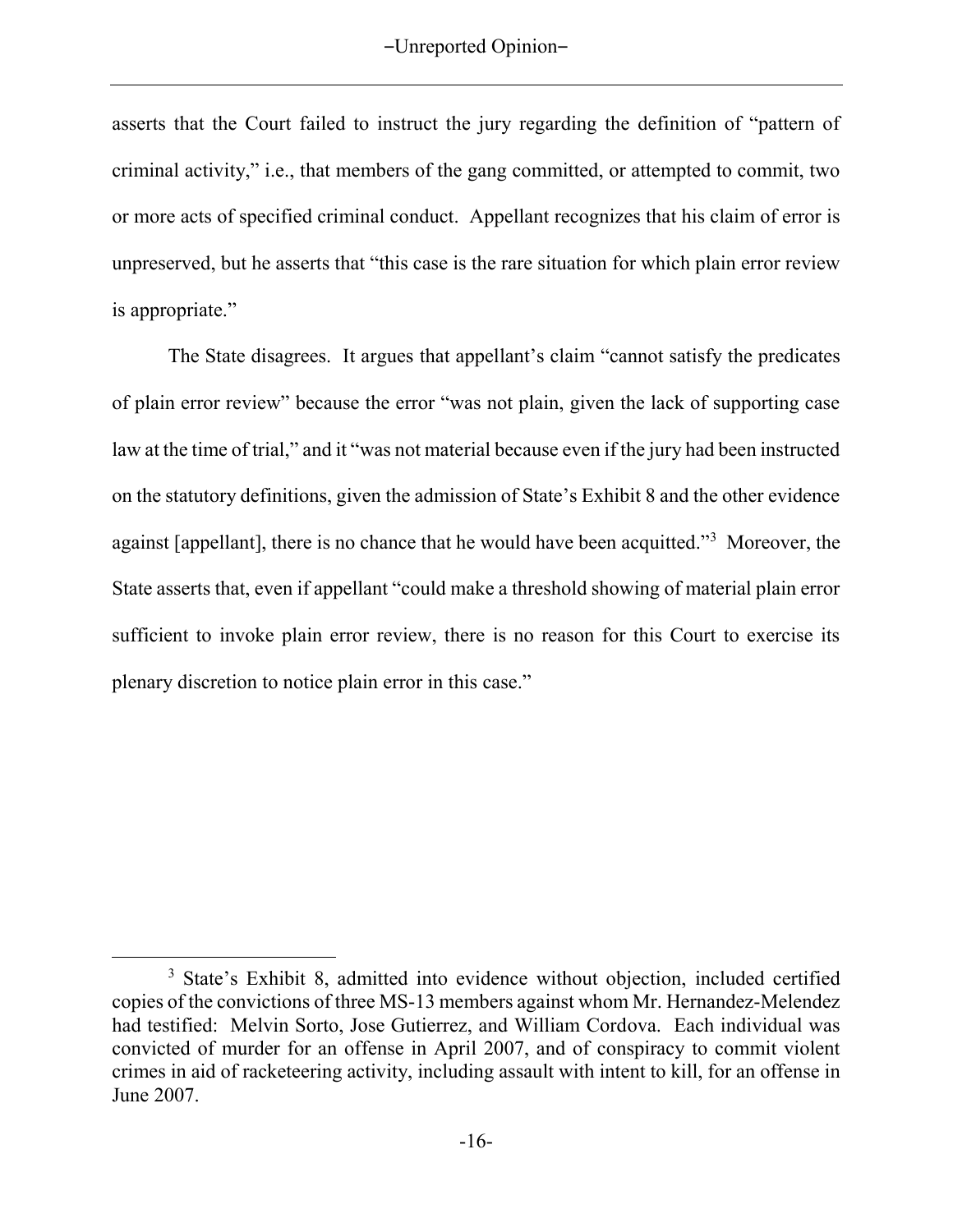asserts that the Court failed to instruct the jury regarding the definition of "pattern of criminal activity," i.e., that members of the gang committed, or attempted to commit, two or more acts of specified criminal conduct. Appellant recognizes that his claim of error is unpreserved, but he asserts that "this case is the rare situation for which plain error review is appropriate."

The State disagrees. It argues that appellant's claim "cannot satisfy the predicates of plain error review" because the error "was not plain, given the lack of supporting case law at the time of trial," and it "was not material because even if the jury had been instructed on the statutory definitions, given the admission of State's Exhibit 8 and the other evidence against [appellant], there is no chance that he would have been acquitted."[3] Moreover, the State asserts that, even if appellant "could make a threshold showing of material plain error sufficient to invoke plain error review, there is no reason for this Court to exercise its plenary discretion to notice plain error in this case."

[3] State's Exhibit 8, admitted into evidence without objection, included certified copies of the convictions of three MS-13 members against whom Mr. Hernandez-Melendez had testified: Melvin Sorto, Jose Gutierrez, and William Cordova. Each individual was convicted of murder for an offense in April 2007, and of conspiracy to commit violent crimes in aid of racketeering activity, including assault with intent to kill, for an offense in June 2007.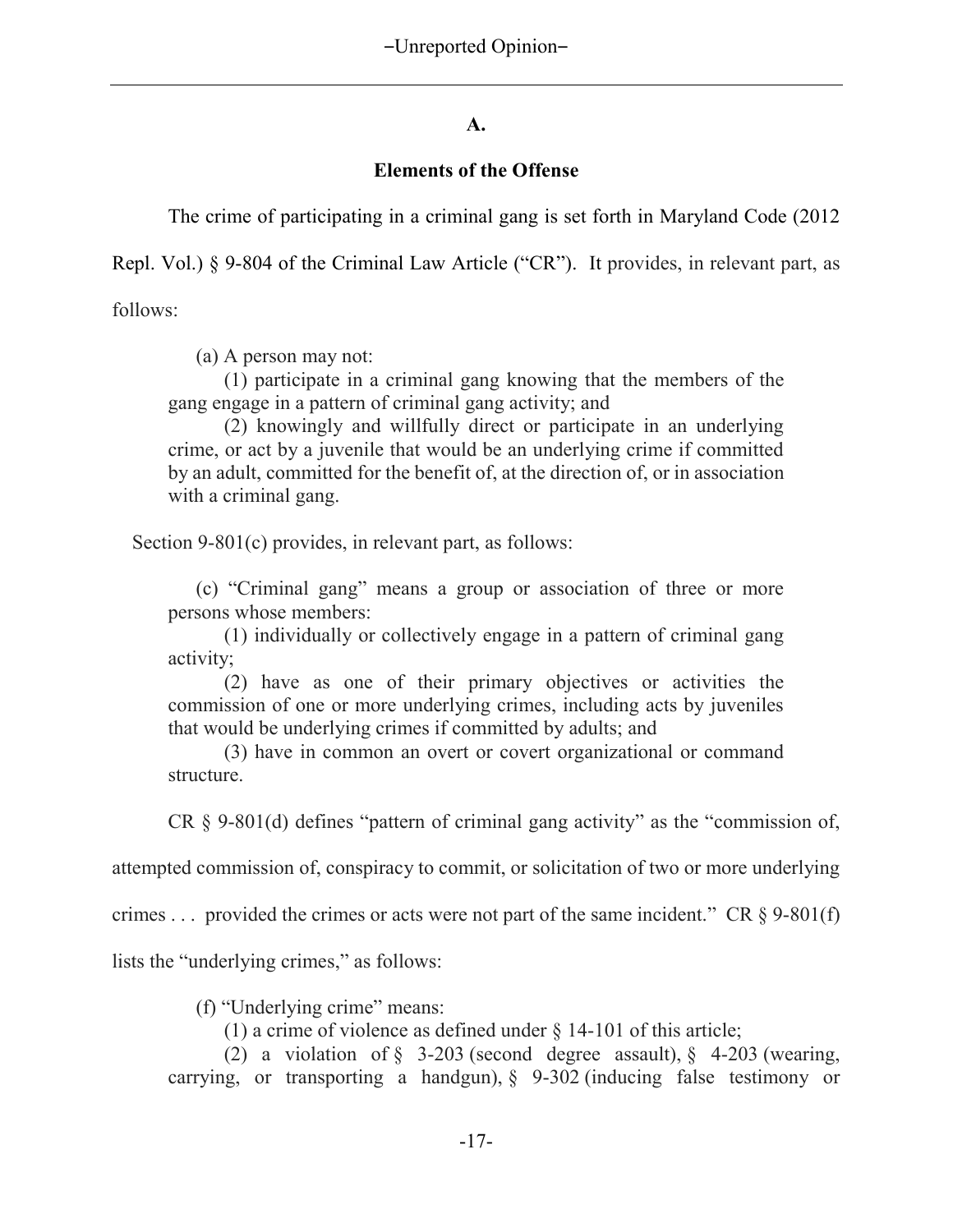### A.

### Elements of the Offense

The crime of participating in a criminal gang is set forth in Maryland Code (2012 Repl. Vol.) § 9-804 of the Criminal Law Article ("CR"). It provides, in relevant part, as follows:

> (a) A person may not:
>
> (1) participate in a criminal gang knowing that the members of the gang engage in a pattern of criminal gang activity; and
>
> (2) knowingly and willfully direct or participate in an underlying crime, or act by a juvenile that would be an underlying crime if committed by an adult, committed for the benefit of, at the direction of, or in association with a criminal gang.

Section 9-801(c) provides, in relevant part, as follows:

> (c) "Criminal gang" means a group or association of three or more persons whose members:
>
> (1) individually or collectively engage in a pattern of criminal gang activity;
>
> (2) have as one of their primary objectives or activities the commission of one or more underlying crimes, including acts by juveniles that would be underlying crimes if committed by adults; and
>
> (3) have in common an overt or covert organizational or command structure.

CR § 9-801(d) defines "pattern of criminal gang activity" as the "commission of, attempted commission of, conspiracy to commit, or solicitation of two or more underlying crimes . . . provided the crimes or acts were not part of the same incident." CR § 9-801(f) lists the "underlying crimes," as follows:

> (f) "Underlying crime" means:
>
> (1) a crime of violence as defined under § 14-101 of this article;
>
> (2) a violation of § 3-203 (second degree assault), § 4-203 (wearing, carrying, or transporting a handgun), § 9-302 (inducing false testimony or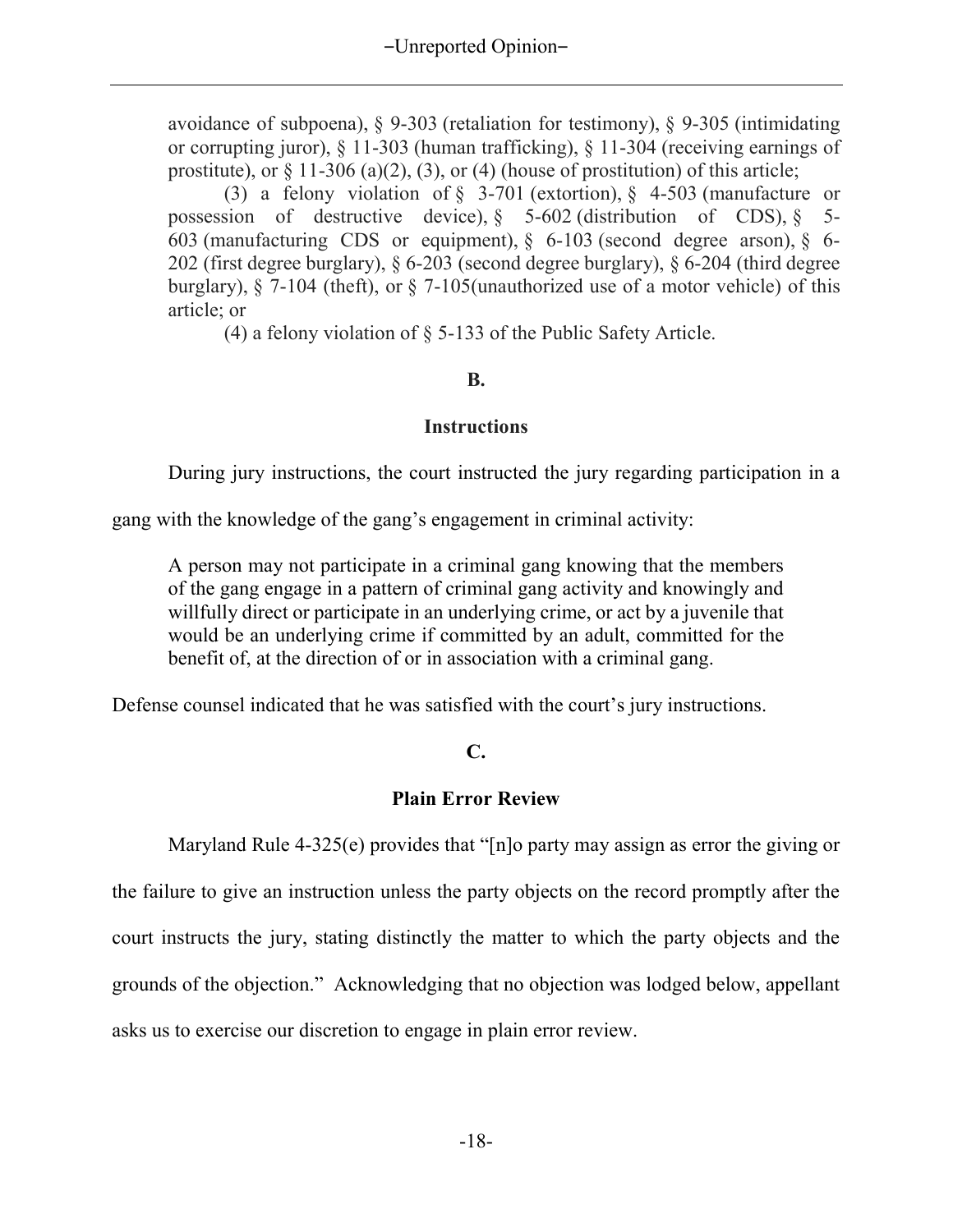avoidance of subpoena), § 9-303 (retaliation for testimony), § 9-305 (intimidating or corrupting juror), § 11-303 (human trafficking), § 11-304 (receiving earnings of prostitute), or § 11-306 (a)(2), (3), or (4) (house of prostitution) of this article;

(3) a felony violation of § 3-701 (extortion), § 4-503 (manufacture or possession of destructive device), § 5-602 (distribution of CDS), § 5-603 (manufacturing CDS or equipment), § 6-103 (second degree arson), § 6-202 (first degree burglary), § 6-203 (second degree burglary), § 6-204 (third degree burglary), § 7-104 (theft), or § 7-105(unauthorized use of a motor vehicle) of this article; or

(4) a felony violation of § 5-133 of the Public Safety Article.

**B.**

**Instructions**

During jury instructions, the court instructed the jury regarding participation in a gang with the knowledge of the gang's engagement in criminal activity:

> A person may not participate in a criminal gang knowing that the members of the gang engage in a pattern of criminal gang activity and knowingly and willfully direct or participate in an underlying crime, or act by a juvenile that would be an underlying crime if committed by an adult, committed for the benefit of, at the direction of or in association with a criminal gang.

Defense counsel indicated that he was satisfied with the court's jury instructions.

**C.**

**Plain Error Review**

Maryland Rule 4-325(e) provides that "[n]o party may assign as error the giving or the failure to give an instruction unless the party objects on the record promptly after the court instructs the jury, stating distinctly the matter to which the party objects and the grounds of the objection." Acknowledging that no objection was lodged below, appellant asks us to exercise our discretion to engage in plain error review.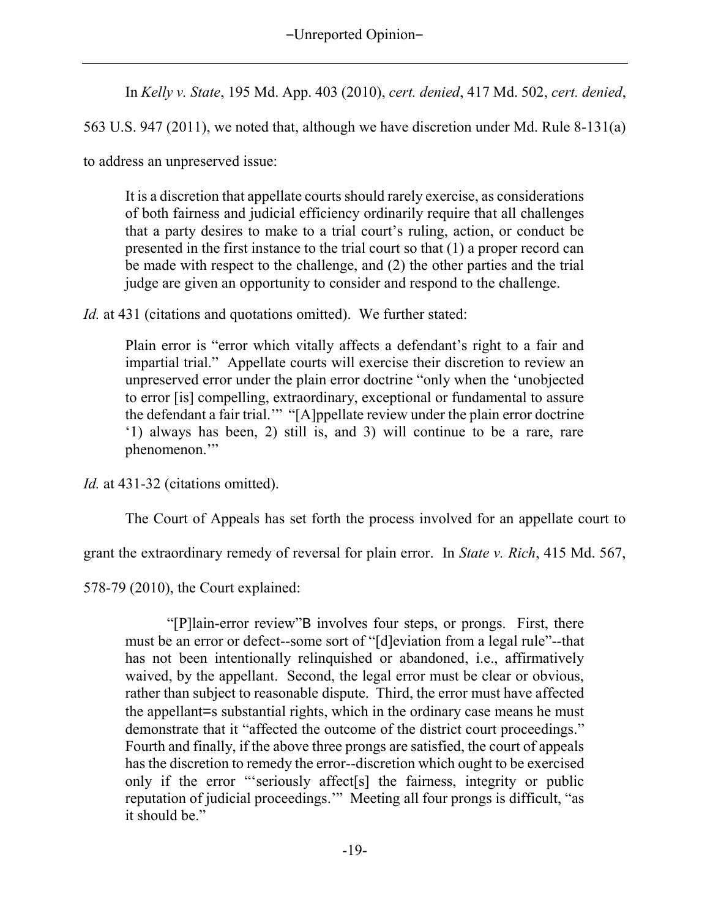In *Kelly v. State*, 195 Md. App. 403 (2010), *cert. denied*, 417 Md. 502, *cert. denied*, 563 U.S. 947 (2011), we noted that, although we have discretion under Md. Rule 8-131(a) to address an unpreserved issue:

> It is a discretion that appellate courts should rarely exercise, as considerations of both fairness and judicial efficiency ordinarily require that all challenges that a party desires to make to a trial court's ruling, action, or conduct be presented in the first instance to the trial court so that (1) a proper record can be made with respect to the challenge, and (2) the other parties and the trial judge are given an opportunity to consider and respond to the challenge.

*Id.* at 431 (citations and quotations omitted). We further stated:

> Plain error is "error which vitally affects a defendant's right to a fair and impartial trial." Appellate courts will exercise their discretion to review an unpreserved error under the plain error doctrine "only when the 'unobjected to error [is] compelling, extraordinary, exceptional or fundamental to assure the defendant a fair trial.'" "[A]ppellate review under the plain error doctrine '1) always has been, 2) still is, and 3) will continue to be a rare, rare phenomenon.'"

*Id.* at 431-32 (citations omitted).

The Court of Appeals has set forth the process involved for an appellate court to grant the extraordinary remedy of reversal for plain error. In *State v. Rich*, 415 Md. 567, 578-79 (2010), the Court explained:

> "[P]lain-error review"B involves four steps, or prongs. First, there must be an error or defect--some sort of "[d]eviation from a legal rule"--that has not been intentionally relinquished or abandoned, i.e., affirmatively waived, by the appellant. Second, the legal error must be clear or obvious, rather than subject to reasonable dispute. Third, the error must have affected the appellant=s substantial rights, which in the ordinary case means he must demonstrate that it "affected the outcome of the district court proceedings." Fourth and finally, if the above three prongs are satisfied, the court of appeals has the discretion to remedy the error--discretion which ought to be exercised only if the error "'seriously affect[s] the fairness, integrity or public reputation of judicial proceedings.'" Meeting all four prongs is difficult, "as it should be."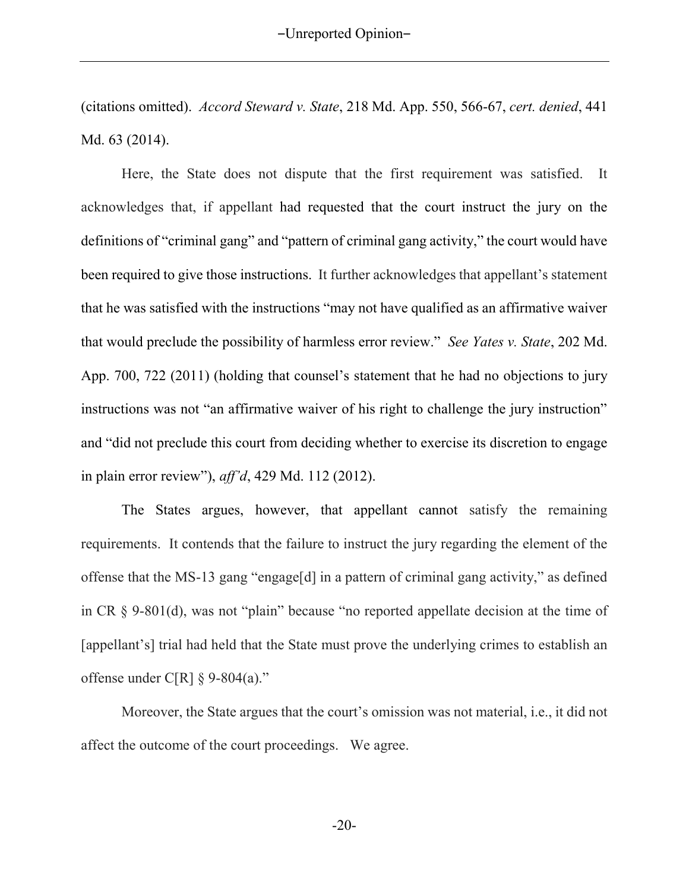(citations omitted). *Accord Steward v. State*, 218 Md. App. 550, 566-67, *cert. denied*, 441 Md. 63 (2014).

Here, the State does not dispute that the first requirement was satisfied. It acknowledges that, if appellant had requested that the court instruct the jury on the definitions of "criminal gang" and "pattern of criminal gang activity," the court would have been required to give those instructions. It further acknowledges that appellant's statement that he was satisfied with the instructions "may not have qualified as an affirmative waiver that would preclude the possibility of harmless error review." *See Yates v. State*, 202 Md. App. 700, 722 (2011) (holding that counsel's statement that he had no objections to jury instructions was not "an affirmative waiver of his right to challenge the jury instruction" and "did not preclude this court from deciding whether to exercise its discretion to engage in plain error review"), *aff'd*, 429 Md. 112 (2012).

The States argues, however, that appellant cannot satisfy the remaining requirements. It contends that the failure to instruct the jury regarding the element of the offense that the MS-13 gang "engage[d] in a pattern of criminal gang activity," as defined in CR § 9-801(d), was not "plain" because "no reported appellate decision at the time of [appellant's] trial had held that the State must prove the underlying crimes to establish an offense under C[R] § 9-804(a)."

Moreover, the State argues that the court's omission was not material, i.e., it did not affect the outcome of the court proceedings. We agree.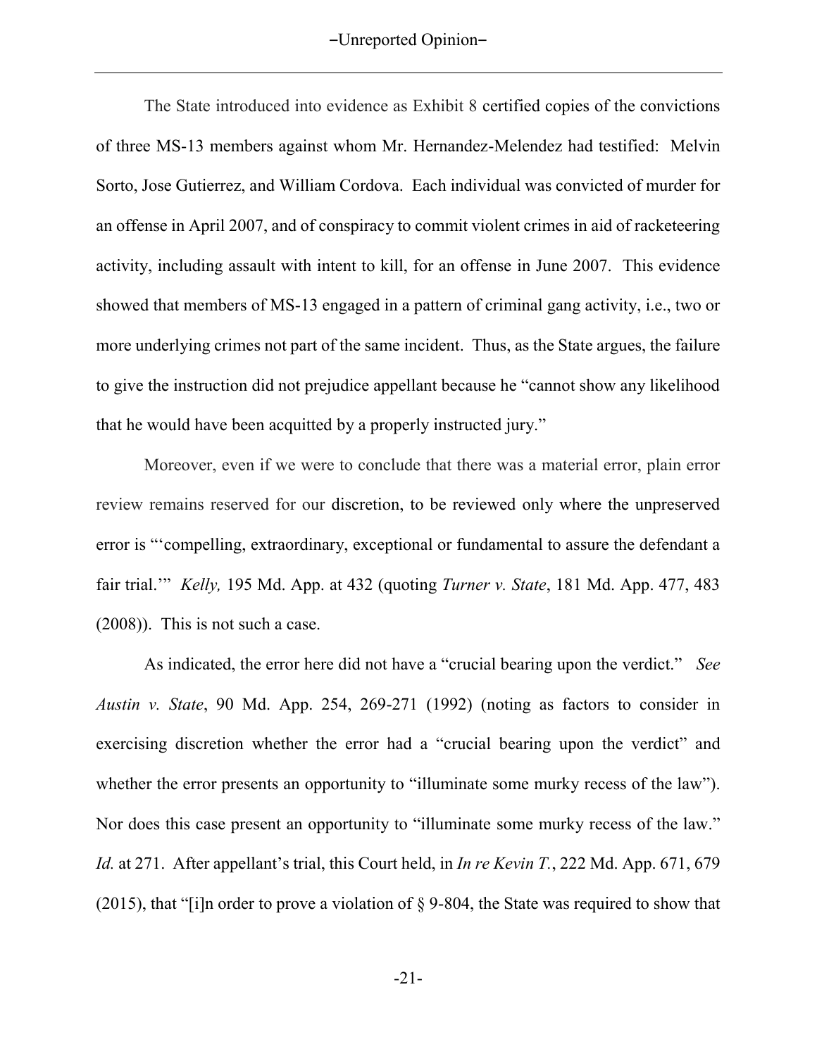The State introduced into evidence as Exhibit 8 certified copies of the convictions of three MS-13 members against whom Mr. Hernandez-Melendez had testified: Melvin Sorto, Jose Gutierrez, and William Cordova. Each individual was convicted of murder for an offense in April 2007, and of conspiracy to commit violent crimes in aid of racketeering activity, including assault with intent to kill, for an offense in June 2007. This evidence showed that members of MS-13 engaged in a pattern of criminal gang activity, i.e., two or more underlying crimes not part of the same incident. Thus, as the State argues, the failure to give the instruction did not prejudice appellant because he "cannot show any likelihood that he would have been acquitted by a properly instructed jury."

Moreover, even if we were to conclude that there was a material error, plain error review remains reserved for our discretion, to be reviewed only where the unpreserved error is "'compelling, extraordinary, exceptional or fundamental to assure the defendant a fair trial.'" *Kelly,* 195 Md. App. at 432 (quoting *Turner v. State*, 181 Md. App. 477, 483 (2008)). This is not such a case.

As indicated, the error here did not have a "crucial bearing upon the verdict." *See Austin v. State*, 90 Md. App. 254, 269-271 (1992) (noting as factors to consider in exercising discretion whether the error had a "crucial bearing upon the verdict" and whether the error presents an opportunity to "illuminate some murky recess of the law"). Nor does this case present an opportunity to "illuminate some murky recess of the law." *Id.* at 271. After appellant's trial, this Court held, in *In re Kevin T.*, 222 Md. App. 671, 679 (2015), that "[i]n order to prove a violation of § 9-804, the State was required to show that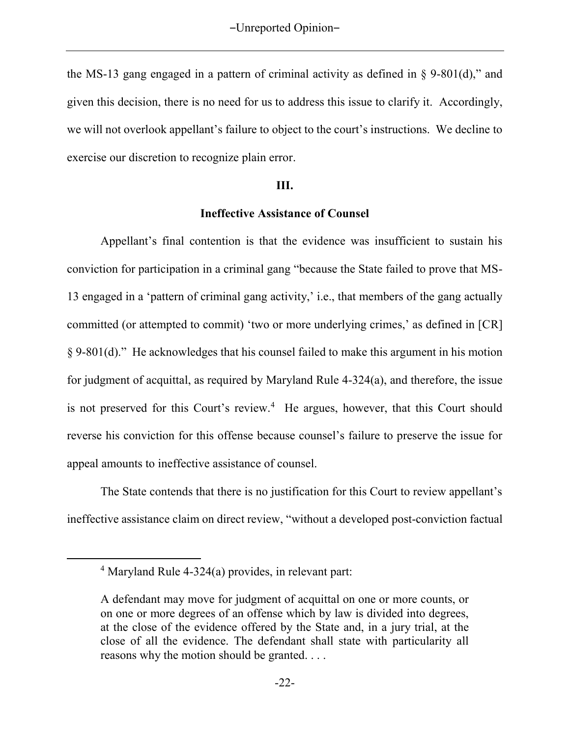the MS-13 gang engaged in a pattern of criminal activity as defined in § 9-801(d)," and given this decision, there is no need for us to address this issue to clarify it. Accordingly, we will not overlook appellant's failure to object to the court's instructions. We decline to exercise our discretion to recognize plain error.

**III.**

**Ineffective Assistance of Counsel**

Appellant's final contention is that the evidence was insufficient to sustain his conviction for participation in a criminal gang "because the State failed to prove that MS-13 engaged in a 'pattern of criminal gang activity,' i.e., that members of the gang actually committed (or attempted to commit) 'two or more underlying crimes,' as defined in [CR] § 9-801(d)." He acknowledges that his counsel failed to make this argument in his motion for judgment of acquittal, as required by Maryland Rule 4-324(a), and therefore, the issue is not preserved for this Court's review.[4] He argues, however, that this Court should reverse his conviction for this offense because counsel's failure to preserve the issue for appeal amounts to ineffective assistance of counsel.

The State contends that there is no justification for this Court to review appellant's ineffective assistance claim on direct review, "without a developed post-conviction factual

---

[4] Maryland Rule 4-324(a) provides, in relevant part:

> A defendant may move for judgment of acquittal on one or more counts, or on one or more degrees of an offense which by law is divided into degrees, at the close of the evidence offered by the State and, in a jury trial, at the close of all the evidence. The defendant shall state with particularity all reasons why the motion should be granted. . . .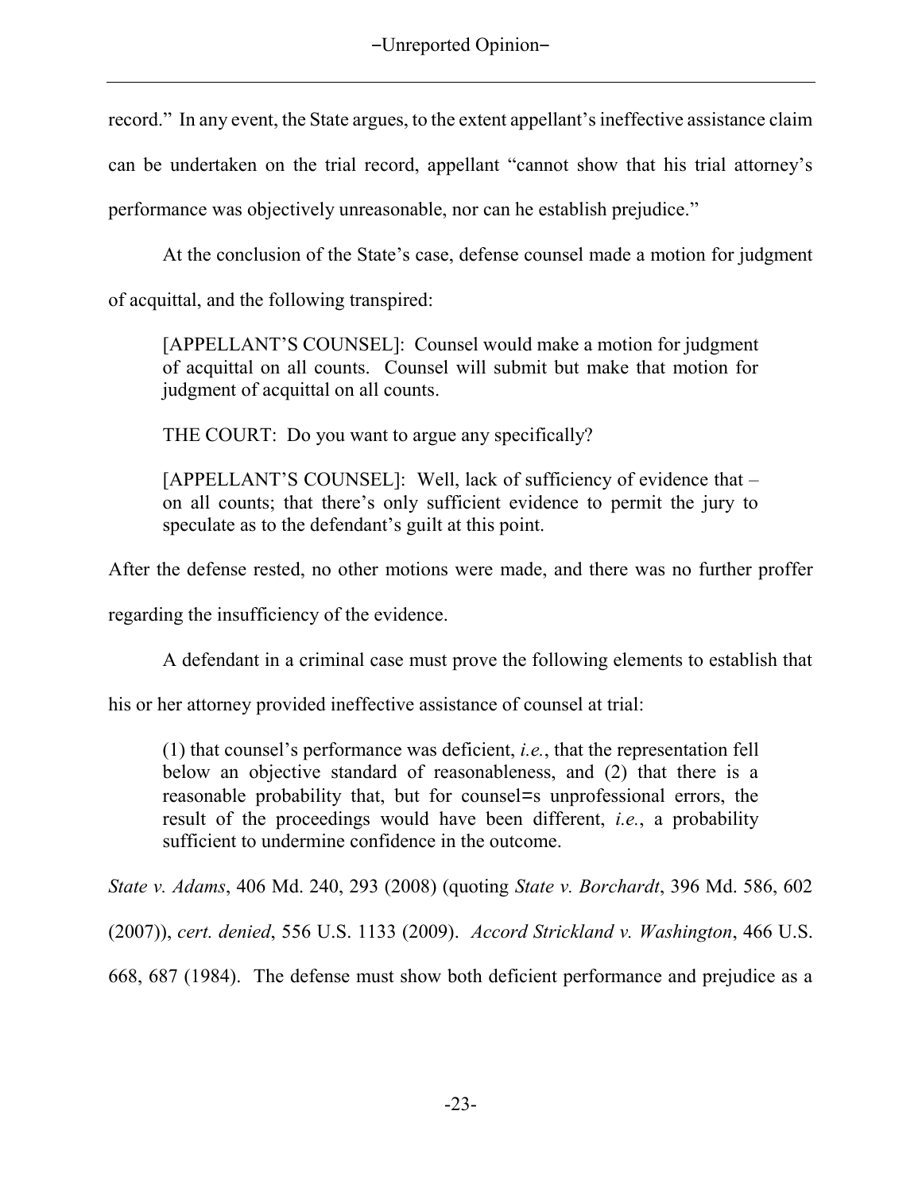record." In any event, the State argues, to the extent appellant's ineffective assistance claim can be undertaken on the trial record, appellant "cannot show that his trial attorney's performance was objectively unreasonable, nor can he establish prejudice."

At the conclusion of the State's case, defense counsel made a motion for judgment of acquittal, and the following transpired:

> [APPELLANT'S COUNSEL]: Counsel would make a motion for judgment of acquittal on all counts. Counsel will submit but make that motion for judgment of acquittal on all counts.
>
> THE COURT: Do you want to argue any specifically?
>
> [APPELLANT'S COUNSEL]: Well, lack of sufficiency of evidence that – on all counts; that there's only sufficient evidence to permit the jury to speculate as to the defendant's guilt at this point.

After the defense rested, no other motions were made, and there was no further proffer regarding the insufficiency of the evidence.

A defendant in a criminal case must prove the following elements to establish that his or her attorney provided ineffective assistance of counsel at trial:

> (1) that counsel's performance was deficient, *i.e.*, that the representation fell below an objective standard of reasonableness, and (2) that there is a reasonable probability that, but for counsel=s unprofessional errors, the result of the proceedings would have been different, *i.e.*, a probability sufficient to undermine confidence in the outcome.

*State v. Adams*, 406 Md. 240, 293 (2008) (quoting *State v. Borchardt*, 396 Md. 586, 602 (2007)), *cert. denied*, 556 U.S. 1133 (2009). *Accord Strickland v. Washington*, 466 U.S. 668, 687 (1984). The defense must show both deficient performance and prejudice as a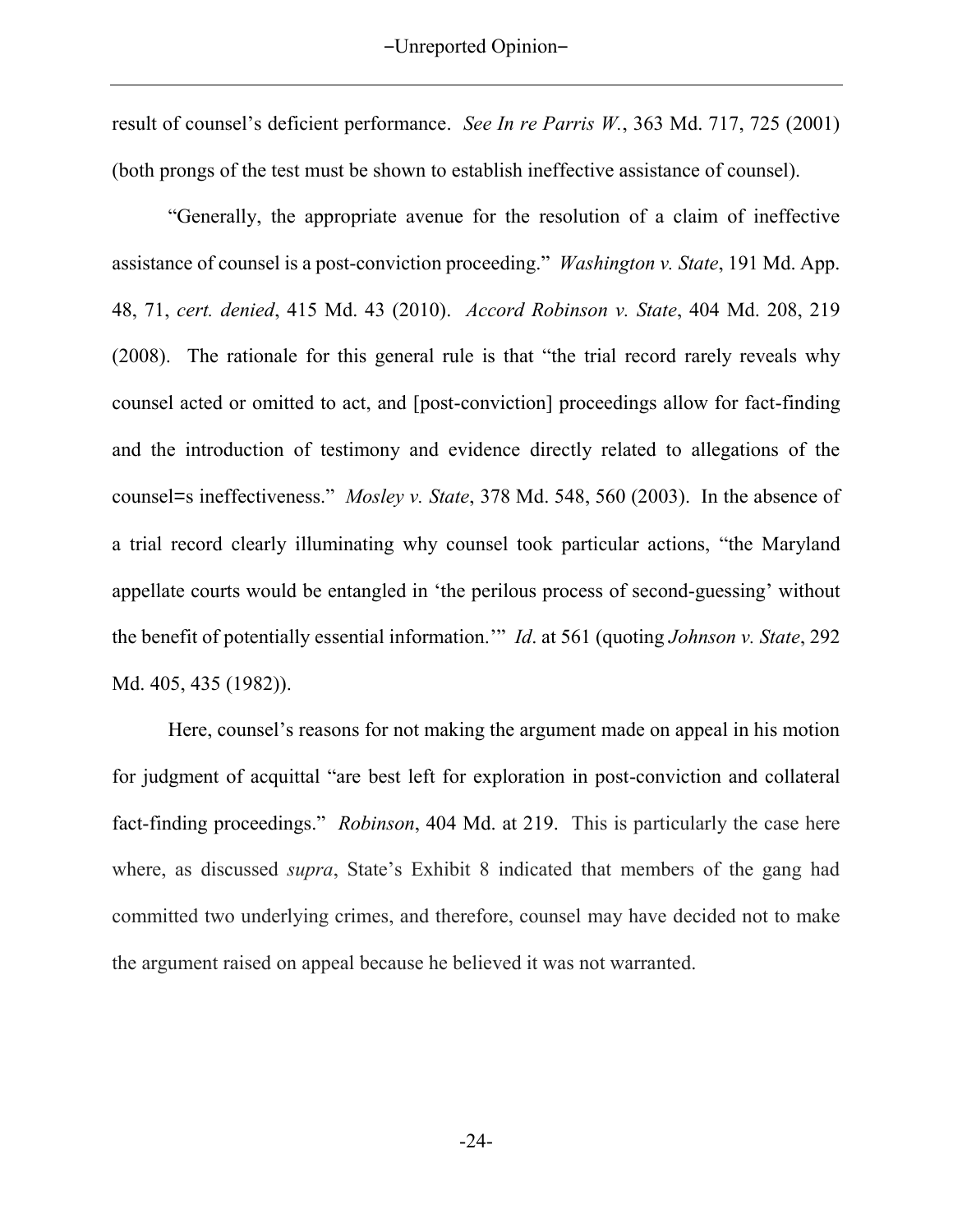result of counsel's deficient performance. *See In re Parris W.*, 363 Md. 717, 725 (2001) (both prongs of the test must be shown to establish ineffective assistance of counsel).

"Generally, the appropriate avenue for the resolution of a claim of ineffective assistance of counsel is a post-conviction proceeding." *Washington v. State*, 191 Md. App. 48, 71, *cert. denied*, 415 Md. 43 (2010). *Accord Robinson v. State*, 404 Md. 208, 219 (2008). The rationale for this general rule is that "the trial record rarely reveals why counsel acted or omitted to act, and [post-conviction] proceedings allow for fact-finding and the introduction of testimony and evidence directly related to allegations of the counsel=s ineffectiveness." *Mosley v. State*, 378 Md. 548, 560 (2003). In the absence of a trial record clearly illuminating why counsel took particular actions, "the Maryland appellate courts would be entangled in 'the perilous process of second-guessing' without the benefit of potentially essential information.'" *Id*. at 561 (quoting *Johnson v. State*, 292 Md. 405, 435 (1982)).

Here, counsel's reasons for not making the argument made on appeal in his motion for judgment of acquittal "are best left for exploration in post-conviction and collateral fact-finding proceedings." *Robinson*, 404 Md. at 219. This is particularly the case here where, as discussed *supra*, State's Exhibit 8 indicated that members of the gang had committed two underlying crimes, and therefore, counsel may have decided not to make the argument raised on appeal because he believed it was not warranted.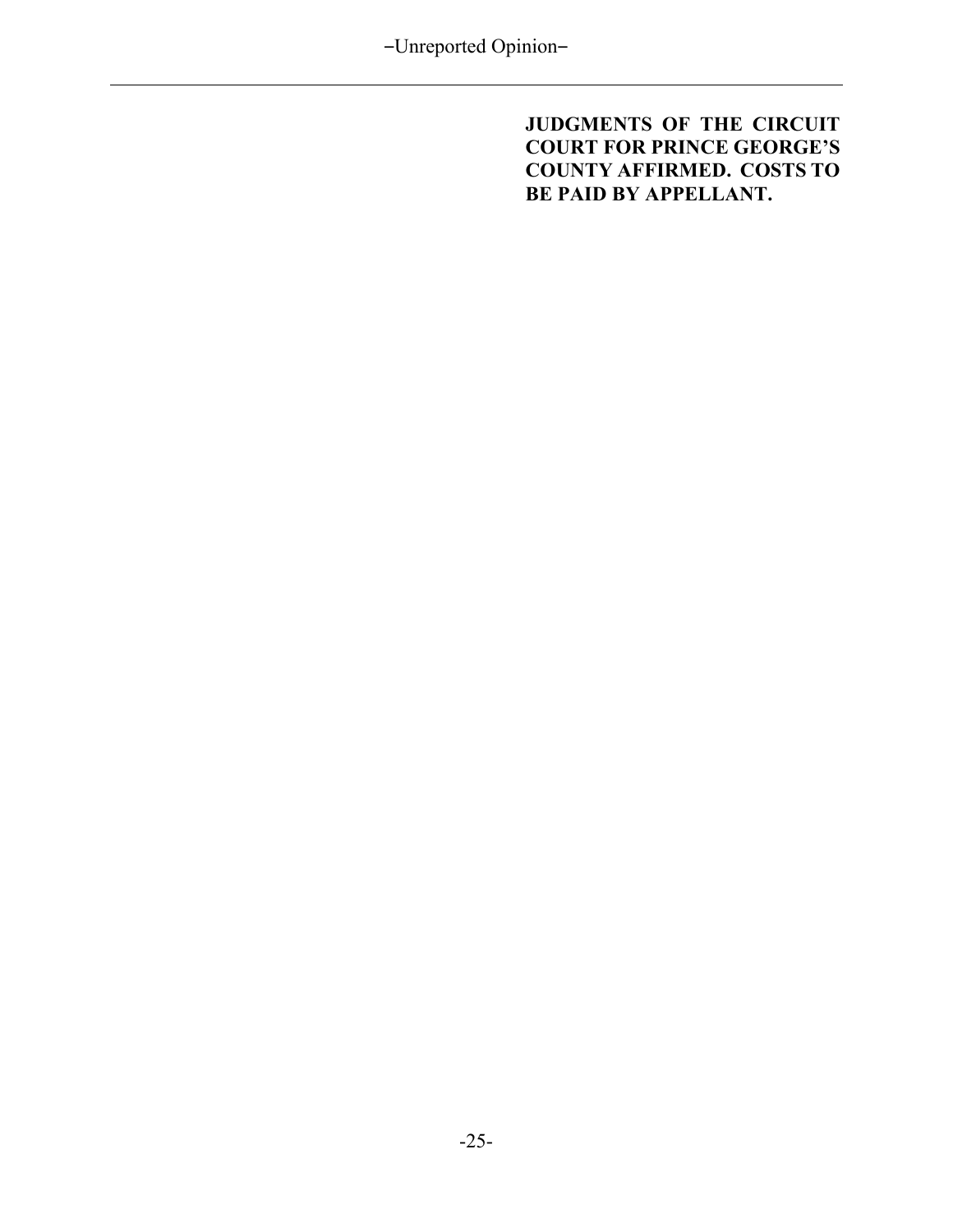**JUDGMENTS OF THE CIRCUIT COURT FOR PRINCE GEORGE'S COUNTY AFFIRMED. COSTS TO BE PAID BY APPELLANT.**